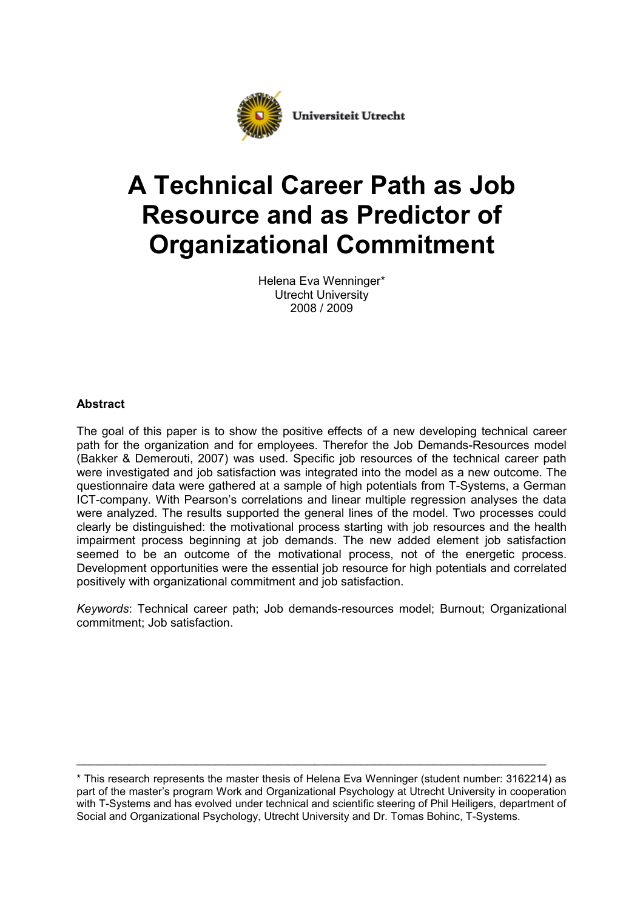Universiteit Utrecht

# A Technical Career Path as Job Resource and as Predictor of Organizational Commitment

Helena Eva Wenninger*
Utrecht University
2008 / 2009

**Abstract**

The goal of this paper is to show the positive effects of a new developing technical career path for the organization and for employees. Therefor the Job Demands-Resources model (Bakker & Demerouti, 2007) was used. Specific job resources of the technical career path were investigated and job satisfaction was integrated into the model as a new outcome. The questionnaire data were gathered at a sample of high potentials from T-Systems, a German ICT-company. With Pearson's correlations and linear multiple regression analyses the data were analyzed. The results supported the general lines of the model. Two processes could clearly be distinguished: the motivational process starting with job resources and the health impairment process beginning at job demands. The new added element job satisfaction seemed to be an outcome of the motivational process, not of the energetic process. Development opportunities were the essential job resource for high potentials and correlated positively with organizational commitment and job satisfaction.

*Keywords*: Technical career path; Job demands-resources model; Burnout; Organizational commitment; Job satisfaction.

---

* This research represents the master thesis of Helena Eva Wenninger (student number: 3162214) as part of the master's program Work and Organizational Psychology at Utrecht University in cooperation with T-Systems and has evolved under technical and scientific steering of Phil Heiligers, department of Social and Organizational Psychology, Utrecht University and Dr. Tomas Bohinc, T-Systems.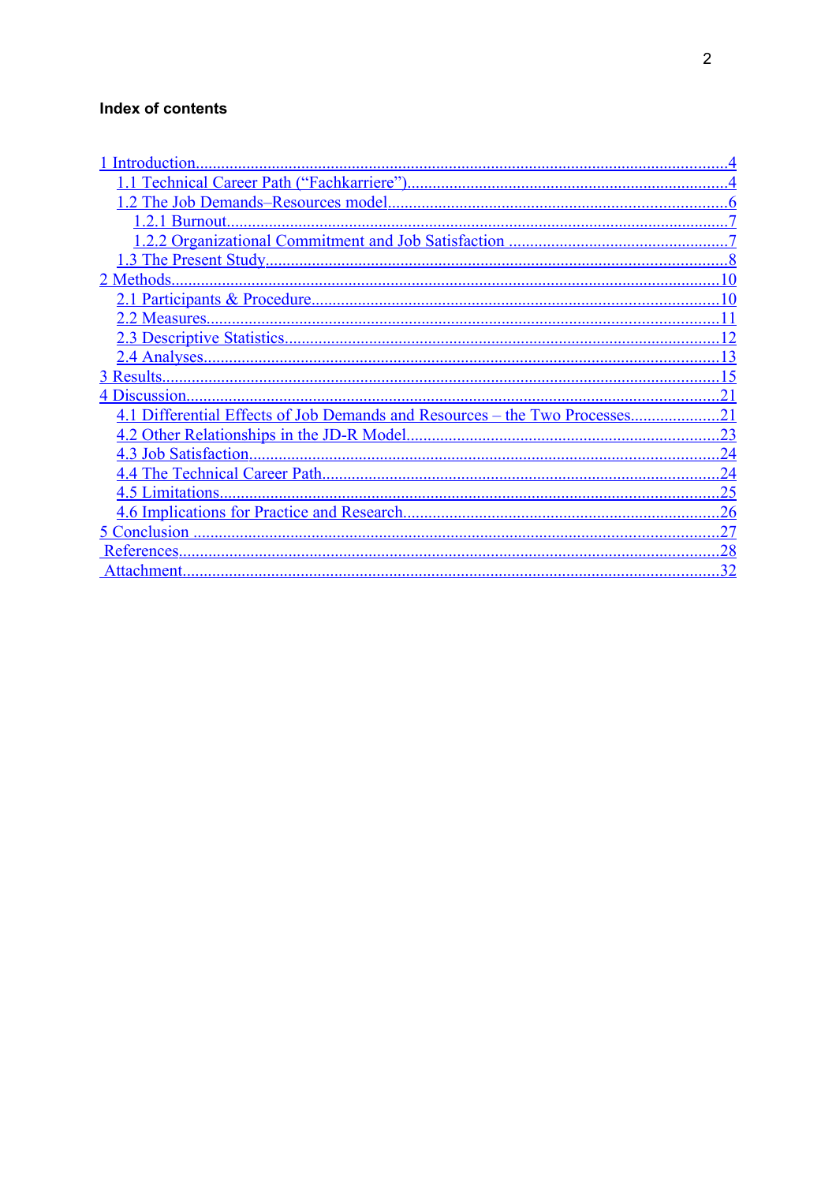**Index of contents**

1 Introduction....4
  1.1 Technical Career Path ("Fachkarriere")....4
  1.2 The Job Demands–Resources model....6
    1.2.1 Burnout....7
    1.2.2 Organizational Commitment and Job Satisfaction....7
  1.3 The Present Study....8
2 Methods....10
  2.1 Participants & Procedure....10
  2.2 Measures....11
  2.3 Descriptive Statistics....12
  2.4 Analyses....13
3 Results....15
4 Discussion....21
  4.1 Differential Effects of Job Demands and Resources – the Two Processes....21
  4.2 Other Relationships in the JD-R Model....23
  4.3 Job Satisfaction....24
  4.4 The Technical Career Path....24
  4.5 Limitations....25
  4.6 Implications for Practice and Research....26
5 Conclusion....27
References....28
Attachment....32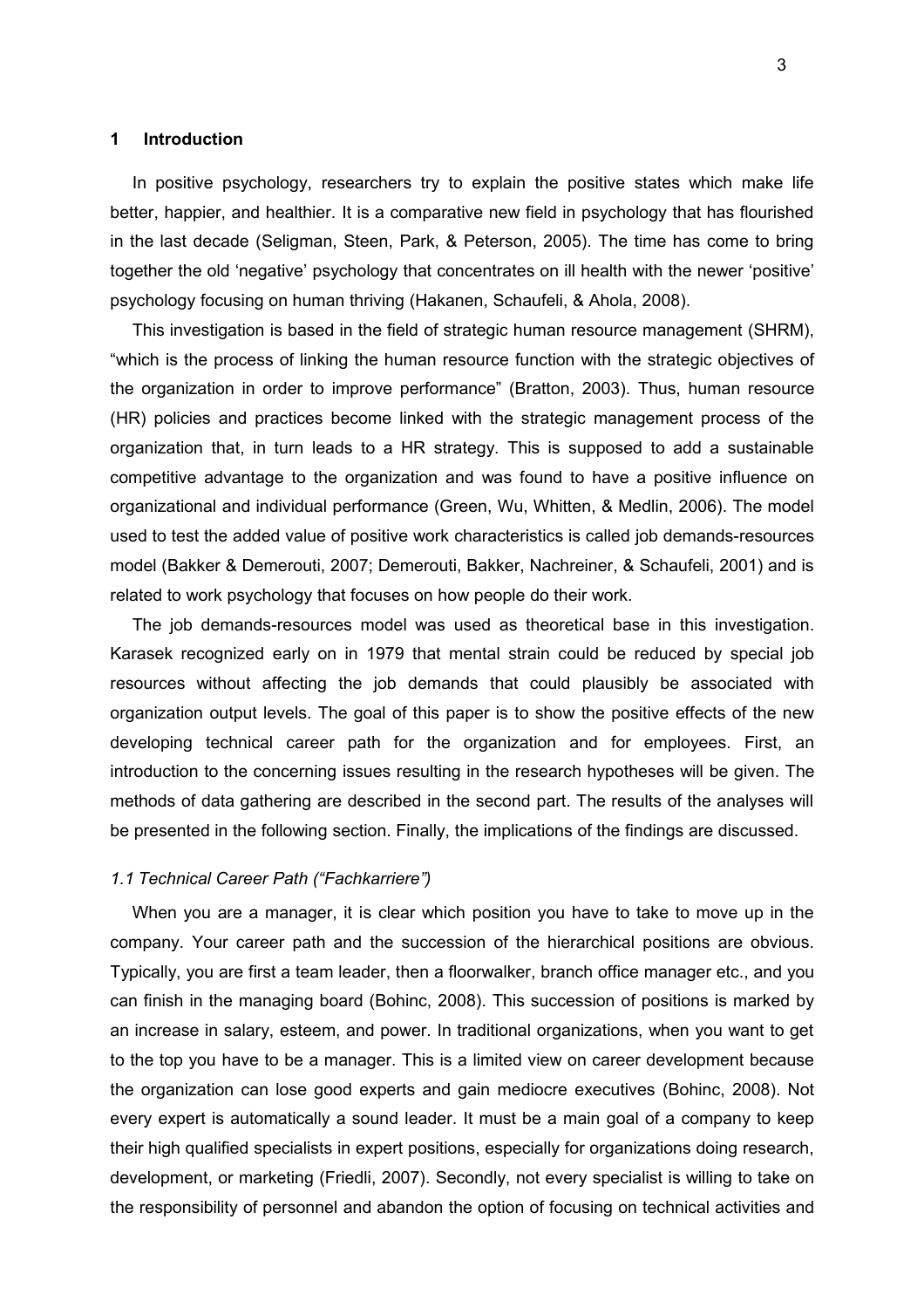## 1 Introduction

In positive psychology, researchers try to explain the positive states which make life better, happier, and healthier. It is a comparative new field in psychology that has flourished in the last decade (Seligman, Steen, Park, & Peterson, 2005). The time has come to bring together the old 'negative' psychology that concentrates on ill health with the newer 'positive' psychology focusing on human thriving (Hakanen, Schaufeli, & Ahola, 2008).

This investigation is based in the field of strategic human resource management (SHRM), "which is the process of linking the human resource function with the strategic objectives of the organization in order to improve performance" (Bratton, 2003). Thus, human resource (HR) policies and practices become linked with the strategic management process of the organization that, in turn leads to a HR strategy. This is supposed to add a sustainable competitive advantage to the organization and was found to have a positive influence on organizational and individual performance (Green, Wu, Whitten, & Medlin, 2006). The model used to test the added value of positive work characteristics is called job demands-resources model (Bakker & Demerouti, 2007; Demerouti, Bakker, Nachreiner, & Schaufeli, 2001) and is related to work psychology that focuses on how people do their work.

The job demands-resources model was used as theoretical base in this investigation. Karasek recognized early on in 1979 that mental strain could be reduced by special job resources without affecting the job demands that could plausibly be associated with organization output levels. The goal of this paper is to show the positive effects of the new developing technical career path for the organization and for employees. First, an introduction to the concerning issues resulting in the research hypotheses will be given. The methods of data gathering are described in the second part. The results of the analyses will be presented in the following section. Finally, the implications of the findings are discussed.

### *1.1 Technical Career Path ("Fachkarriere")*

When you are a manager, it is clear which position you have to take to move up in the company. Your career path and the succession of the hierarchical positions are obvious. Typically, you are first a team leader, then a floorwalker, branch office manager etc., and you can finish in the managing board (Bohinc, 2008). This succession of positions is marked by an increase in salary, esteem, and power. In traditional organizations, when you want to get to the top you have to be a manager. This is a limited view on career development because the organization can lose good experts and gain mediocre executives (Bohinc, 2008). Not every expert is automatically a sound leader. It must be a main goal of a company to keep their high qualified specialists in expert positions, especially for organizations doing research, development, or marketing (Friedli, 2007). Secondly, not every specialist is willing to take on the responsibility of personnel and abandon the option of focusing on technical activities and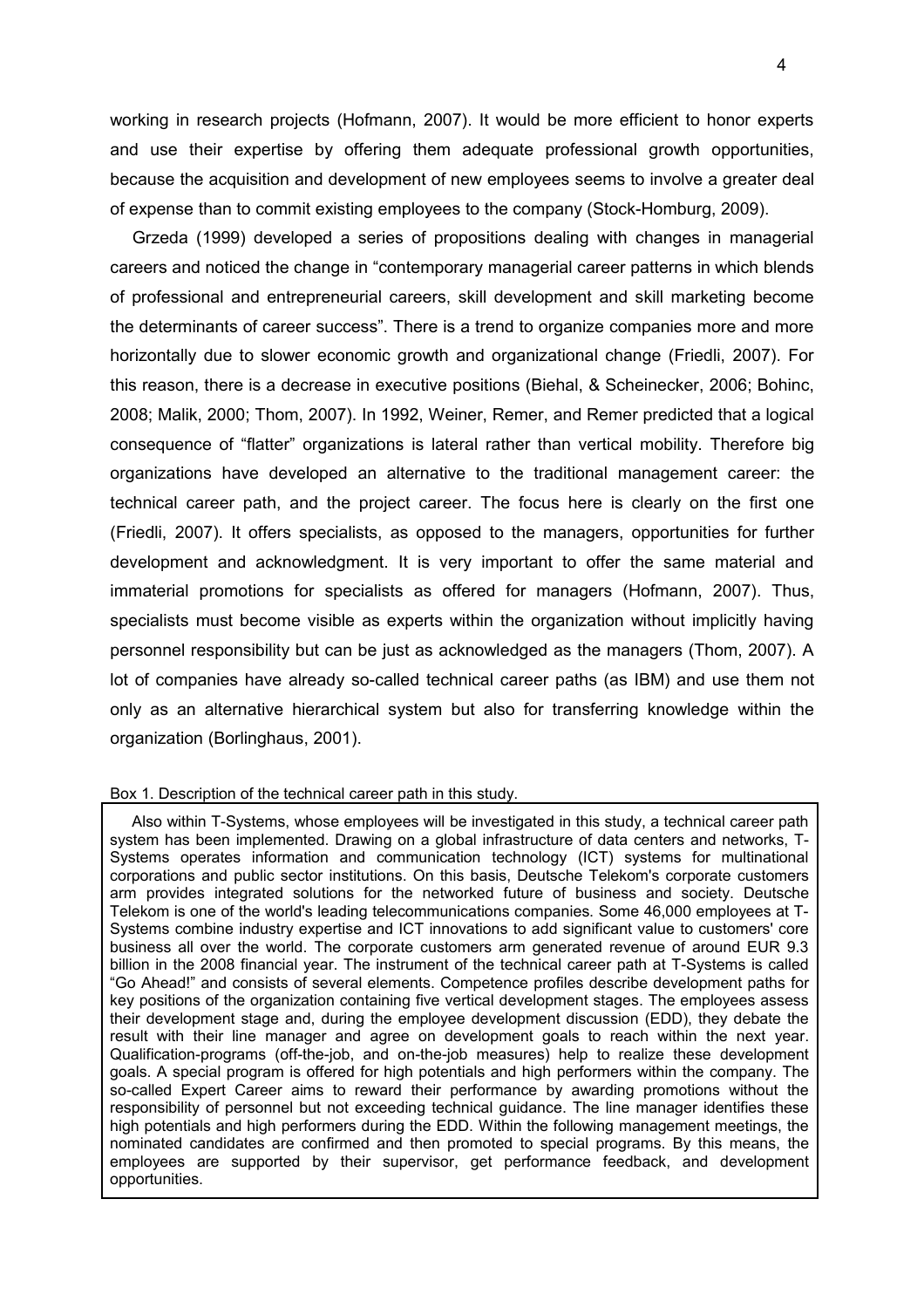working in research projects (Hofmann, 2007). It would be more efficient to honor experts and use their expertise by offering them adequate professional growth opportunities, because the acquisition and development of new employees seems to involve a greater deal of expense than to commit existing employees to the company (Stock-Homburg, 2009).

Grzeda (1999) developed a series of propositions dealing with changes in managerial careers and noticed the change in "contemporary managerial career patterns in which blends of professional and entrepreneurial careers, skill development and skill marketing become the determinants of career success". There is a trend to organize companies more and more horizontally due to slower economic growth and organizational change (Friedli, 2007). For this reason, there is a decrease in executive positions (Biehal, & Scheinecker, 2006; Bohinc, 2008; Malik, 2000; Thom, 2007). In 1992, Weiner, Remer, and Remer predicted that a logical consequence of "flatter" organizations is lateral rather than vertical mobility. Therefore big organizations have developed an alternative to the traditional management career: the technical career path, and the project career. The focus here is clearly on the first one (Friedli, 2007). It offers specialists, as opposed to the managers, opportunities for further development and acknowledgment. It is very important to offer the same material and immaterial promotions for specialists as offered for managers (Hofmann, 2007). Thus, specialists must become visible as experts within the organization without implicitly having personnel responsibility but can be just as acknowledged as the managers (Thom, 2007). A lot of companies have already so-called technical career paths (as IBM) and use them not only as an alternative hierarchical system but also for transferring knowledge within the organization (Borlinghaus, 2001).

Box 1. Description of the technical career path in this study.

Also within T-Systems, whose employees will be investigated in this study, a technical career path system has been implemented. Drawing on a global infrastructure of data centers and networks, T-Systems operates information and communication technology (ICT) systems for multinational corporations and public sector institutions. On this basis, Deutsche Telekom's corporate customers arm provides integrated solutions for the networked future of business and society. Deutsche Telekom is one of the world's leading telecommunications companies. Some 46,000 employees at T-Systems combine industry expertise and ICT innovations to add significant value to customers' core business all over the world. The corporate customers arm generated revenue of around EUR 9.3 billion in the 2008 financial year. The instrument of the technical career path at T-Systems is called "Go Ahead!" and consists of several elements. Competence profiles describe development paths for key positions of the organization containing five vertical development stages. The employees assess their development stage and, during the employee development discussion (EDD), they debate the result with their line manager and agree on development goals to reach within the next year. Qualification-programs (off-the-job, and on-the-job measures) help to realize these development goals. A special program is offered for high potentials and high performers within the company. The so-called Expert Career aims to reward their performance by awarding promotions without the responsibility of personnel but not exceeding technical guidance. The line manager identifies these high potentials and high performers during the EDD. Within the following management meetings, the nominated candidates are confirmed and then promoted to special programs. By this means, the employees are supported by their supervisor, get performance feedback, and development opportunities.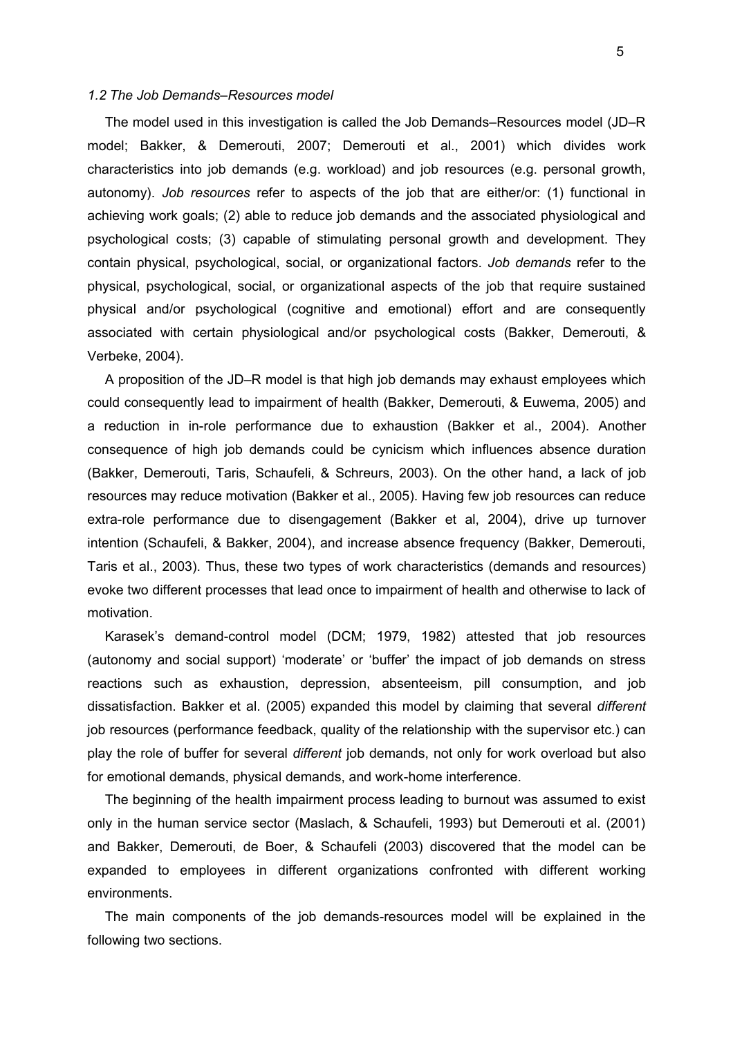*1.2 The Job Demands–Resources model*

The model used in this investigation is called the Job Demands–Resources model (JD–R model; Bakker, & Demerouti, 2007; Demerouti et al., 2001) which divides work characteristics into job demands (e.g. workload) and job resources (e.g. personal growth, autonomy). *Job resources* refer to aspects of the job that are either/or: (1) functional in achieving work goals; (2) able to reduce job demands and the associated physiological and psychological costs; (3) capable of stimulating personal growth and development. They contain physical, psychological, social, or organizational factors. *Job demands* refer to the physical, psychological, social, or organizational aspects of the job that require sustained physical and/or psychological (cognitive and emotional) effort and are consequently associated with certain physiological and/or psychological costs (Bakker, Demerouti, & Verbeke, 2004).

A proposition of the JD–R model is that high job demands may exhaust employees which could consequently lead to impairment of health (Bakker, Demerouti, & Euwema, 2005) and a reduction in in-role performance due to exhaustion (Bakker et al., 2004). Another consequence of high job demands could be cynicism which influences absence duration (Bakker, Demerouti, Taris, Schaufeli, & Schreurs, 2003). On the other hand, a lack of job resources may reduce motivation (Bakker et al., 2005). Having few job resources can reduce extra-role performance due to disengagement (Bakker et al, 2004), drive up turnover intention (Schaufeli, & Bakker, 2004), and increase absence frequency (Bakker, Demerouti, Taris et al., 2003). Thus, these two types of work characteristics (demands and resources) evoke two different processes that lead once to impairment of health and otherwise to lack of motivation.

Karasek's demand-control model (DCM; 1979, 1982) attested that job resources (autonomy and social support) 'moderate' or 'buffer' the impact of job demands on stress reactions such as exhaustion, depression, absenteeism, pill consumption, and job dissatisfaction. Bakker et al. (2005) expanded this model by claiming that several *different* job resources (performance feedback, quality of the relationship with the supervisor etc.) can play the role of buffer for several *different* job demands, not only for work overload but also for emotional demands, physical demands, and work-home interference.

The beginning of the health impairment process leading to burnout was assumed to exist only in the human service sector (Maslach, & Schaufeli, 1993) but Demerouti et al. (2001) and Bakker, Demerouti, de Boer, & Schaufeli (2003) discovered that the model can be expanded to employees in different organizations confronted with different working environments.

The main components of the job demands-resources model will be explained in the following two sections.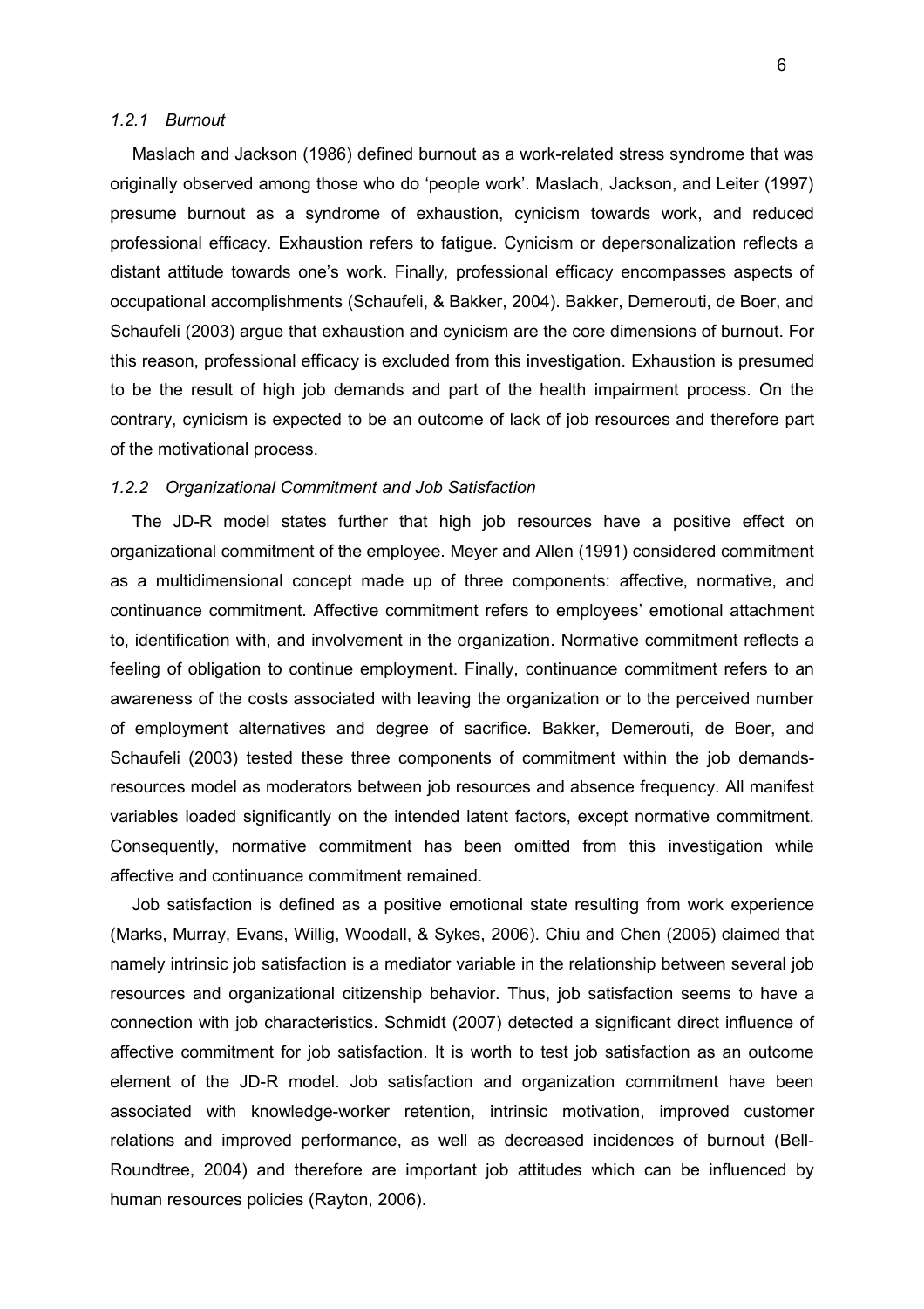### *1.2.1 Burnout*

Maslach and Jackson (1986) defined burnout as a work-related stress syndrome that was originally observed among those who do 'people work'. Maslach, Jackson, and Leiter (1997) presume burnout as a syndrome of exhaustion, cynicism towards work, and reduced professional efficacy. Exhaustion refers to fatigue. Cynicism or depersonalization reflects a distant attitude towards one's work. Finally, professional efficacy encompasses aspects of occupational accomplishments (Schaufeli, & Bakker, 2004). Bakker, Demerouti, de Boer, and Schaufeli (2003) argue that exhaustion and cynicism are the core dimensions of burnout. For this reason, professional efficacy is excluded from this investigation. Exhaustion is presumed to be the result of high job demands and part of the health impairment process. On the contrary, cynicism is expected to be an outcome of lack of job resources and therefore part of the motivational process.

### *1.2.2 Organizational Commitment and Job Satisfaction*

The JD-R model states further that high job resources have a positive effect on organizational commitment of the employee. Meyer and Allen (1991) considered commitment as a multidimensional concept made up of three components: affective, normative, and continuance commitment. Affective commitment refers to employees' emotional attachment to, identification with, and involvement in the organization. Normative commitment reflects a feeling of obligation to continue employment. Finally, continuance commitment refers to an awareness of the costs associated with leaving the organization or to the perceived number of employment alternatives and degree of sacrifice. Bakker, Demerouti, de Boer, and Schaufeli (2003) tested these three components of commitment within the job demands-resources model as moderators between job resources and absence frequency. All manifest variables loaded significantly on the intended latent factors, except normative commitment. Consequently, normative commitment has been omitted from this investigation while affective and continuance commitment remained.

Job satisfaction is defined as a positive emotional state resulting from work experience (Marks, Murray, Evans, Willig, Woodall, & Sykes, 2006). Chiu and Chen (2005) claimed that namely intrinsic job satisfaction is a mediator variable in the relationship between several job resources and organizational citizenship behavior. Thus, job satisfaction seems to have a connection with job characteristics. Schmidt (2007) detected a significant direct influence of affective commitment for job satisfaction. It is worth to test job satisfaction as an outcome element of the JD-R model. Job satisfaction and organization commitment have been associated with knowledge-worker retention, intrinsic motivation, improved customer relations and improved performance, as well as decreased incidences of burnout (Bell-Roundtree, 2004) and therefore are important job attitudes which can be influenced by human resources policies (Rayton, 2006).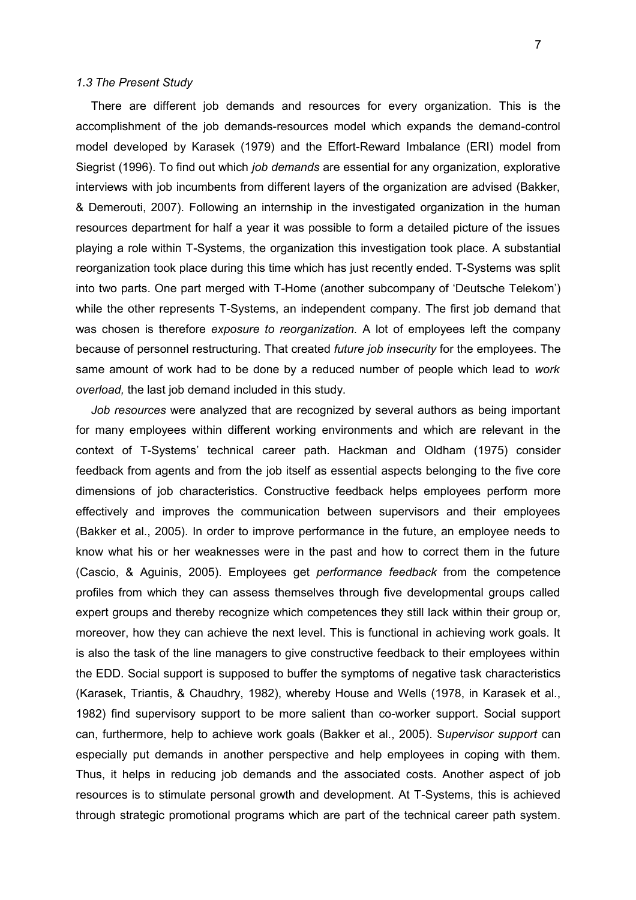### *1.3 The Present Study*

There are different job demands and resources for every organization. This is the accomplishment of the job demands-resources model which expands the demand-control model developed by Karasek (1979) and the Effort-Reward Imbalance (ERI) model from Siegrist (1996). To find out which *job demands* are essential for any organization, explorative interviews with job incumbents from different layers of the organization are advised (Bakker, & Demerouti, 2007). Following an internship in the investigated organization in the human resources department for half a year it was possible to form a detailed picture of the issues playing a role within T-Systems, the organization this investigation took place. A substantial reorganization took place during this time which has just recently ended. T-Systems was split into two parts. One part merged with T-Home (another subcompany of 'Deutsche Telekom') while the other represents T-Systems, an independent company. The first job demand that was chosen is therefore *exposure to reorganization.* A lot of employees left the company because of personnel restructuring. That created *future job insecurity* for the employees. The same amount of work had to be done by a reduced number of people which lead to *work overload,* the last job demand included in this study.

*Job resources* were analyzed that are recognized by several authors as being important for many employees within different working environments and which are relevant in the context of T-Systems' technical career path. Hackman and Oldham (1975) consider feedback from agents and from the job itself as essential aspects belonging to the five core dimensions of job characteristics. Constructive feedback helps employees perform more effectively and improves the communication between supervisors and their employees (Bakker et al., 2005). In order to improve performance in the future, an employee needs to know what his or her weaknesses were in the past and how to correct them in the future (Cascio, & Aguinis, 2005). Employees get *performance feedback* from the competence profiles from which they can assess themselves through five developmental groups called expert groups and thereby recognize which competences they still lack within their group or, moreover, how they can achieve the next level. This is functional in achieving work goals. It is also the task of the line managers to give constructive feedback to their employees within the EDD. Social support is supposed to buffer the symptoms of negative task characteristics (Karasek, Triantis, & Chaudhry, 1982), whereby House and Wells (1978, in Karasek et al., 1982) find supervisory support to be more salient than co-worker support. Social support can, furthermore, help to achieve work goals (Bakker et al., 2005). S*upervisor support* can especially put demands in another perspective and help employees in coping with them. Thus, it helps in reducing job demands and the associated costs. Another aspect of job resources is to stimulate personal growth and development. At T-Systems, this is achieved through strategic promotional programs which are part of the technical career path system.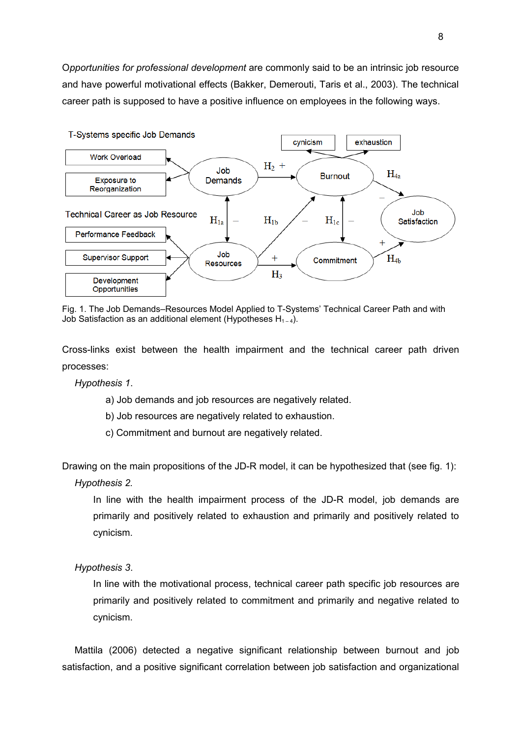*Opportunities for professional development* are commonly said to be an intrinsic job resource and have powerful motivational effects (Bakker, Demerouti, Taris et al., 2003). The technical career path is supposed to have a positive influence on employees in the following ways.

Fig. 1. The Job Demands–Resources Model Applied to T-Systems' Technical Career Path and with Job Satisfaction as an additional element (Hypotheses $H_{1-4}$).

Cross-links exist between the health impairment and the technical career path driven processes:

*Hypothesis 1.*

a) Job demands and job resources are negatively related.

b) Job resources are negatively related to exhaustion.

c) Commitment and burnout are negatively related.

Drawing on the main propositions of the JD-R model, it can be hypothesized that (see fig. 1):

*Hypothesis 2.*

In line with the health impairment process of the JD-R model, job demands are primarily and positively related to exhaustion and primarily and positively related to cynicism.

*Hypothesis 3.*

In line with the motivational process, technical career path specific job resources are primarily and positively related to commitment and primarily and negative related to cynicism.

Mattila (2006) detected a negative significant relationship between burnout and job satisfaction, and a positive significant correlation between job satisfaction and organizational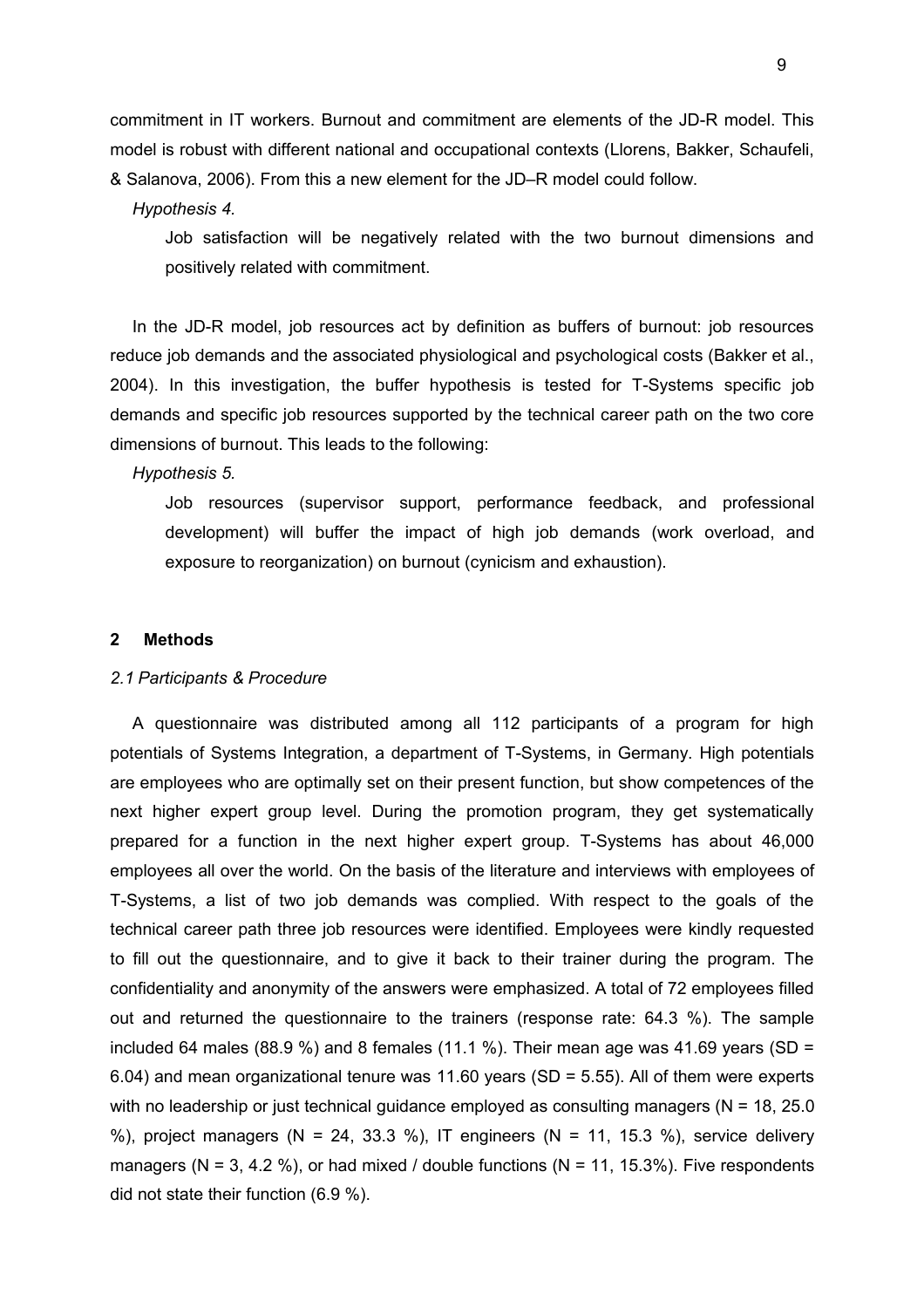commitment in IT workers. Burnout and commitment are elements of the JD-R model. This model is robust with different national and occupational contexts (Llorens, Bakker, Schaufeli, & Salanova, 2006). From this a new element for the JD–R model could follow.

*Hypothesis 4.*

> Job satisfaction will be negatively related with the two burnout dimensions and positively related with commitment.

In the JD-R model, job resources act by definition as buffers of burnout: job resources reduce job demands and the associated physiological and psychological costs (Bakker et al., 2004). In this investigation, the buffer hypothesis is tested for T-Systems specific job demands and specific job resources supported by the technical career path on the two core dimensions of burnout. This leads to the following:

*Hypothesis 5.*

> Job resources (supervisor support, performance feedback, and professional development) will buffer the impact of high job demands (work overload, and exposure to reorganization) on burnout (cynicism and exhaustion).

## 2 Methods

### *2.1 Participants & Procedure*

A questionnaire was distributed among all 112 participants of a program for high potentials of Systems Integration, a department of T-Systems, in Germany. High potentials are employees who are optimally set on their present function, but show competences of the next higher expert group level. During the promotion program, they get systematically prepared for a function in the next higher expert group. T-Systems has about 46,000 employees all over the world. On the basis of the literature and interviews with employees of T-Systems, a list of two job demands was complied. With respect to the goals of the technical career path three job resources were identified. Employees were kindly requested to fill out the questionnaire, and to give it back to their trainer during the program. The confidentiality and anonymity of the answers were emphasized. A total of 72 employees filled out and returned the questionnaire to the trainers (response rate: 64.3 %). The sample included 64 males (88.9 %) and 8 females (11.1 %). Their mean age was 41.69 years ($SD$ = 6.04) and mean organizational tenure was 11.60 years ($SD$ = 5.55). All of them were experts with no leadership or just technical guidance employed as consulting managers ($N$ = 18, 25.0 %), project managers ($N$ = 24, 33.3 %), IT engineers ($N$ = 11, 15.3 %), service delivery managers ($N$ = 3, 4.2 %), or had mixed / double functions ($N$ = 11, 15.3%). Five respondents did not state their function (6.9 %).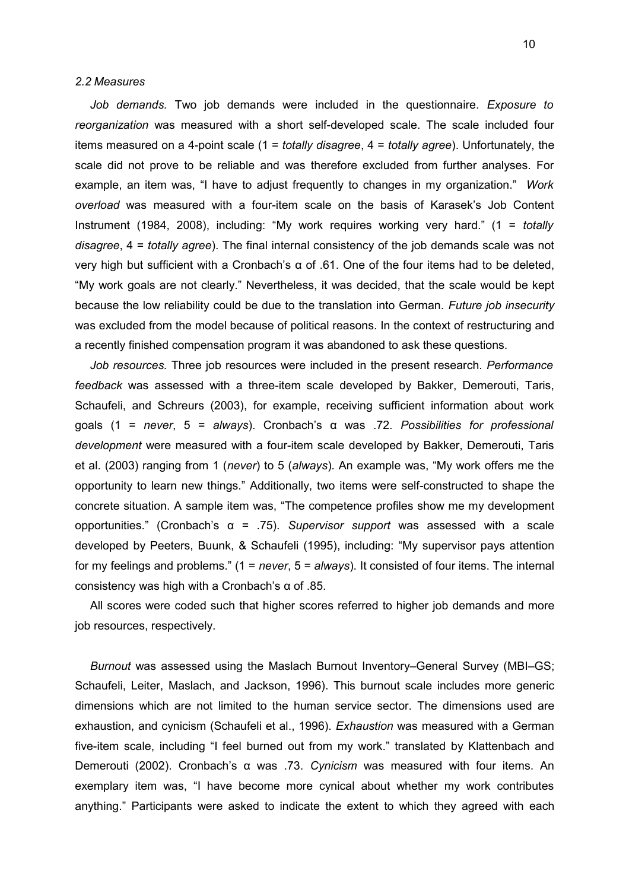*2.2 Measures*

*Job demands.* Two job demands were included in the questionnaire. *Exposure to reorganization* was measured with a short self-developed scale. The scale included four items measured on a 4-point scale (1 = *totally disagree*, 4 = *totally agree*). Unfortunately, the scale did not prove to be reliable and was therefore excluded from further analyses. For example, an item was, "I have to adjust frequently to changes in my organization." *Work overload* was measured with a four-item scale on the basis of Karasek's Job Content Instrument (1984, 2008), including: "My work requires working very hard." (1 = *totally disagree*, 4 = *totally agree*). The final internal consistency of the job demands scale was not very high but sufficient with a Cronbach's α of .61. One of the four items had to be deleted, "My work goals are not clearly." Nevertheless, it was decided, that the scale would be kept because the low reliability could be due to the translation into German. *Future job insecurity* was excluded from the model because of political reasons. In the context of restructuring and a recently finished compensation program it was abandoned to ask these questions.

*Job resources.* Three job resources were included in the present research. *Performance feedback* was assessed with a three-item scale developed by Bakker, Demerouti, Taris, Schaufeli, and Schreurs (2003), for example, receiving sufficient information about work goals (1 = *never*, 5 = *always*). Cronbach's α was .72. *Possibilities for professional development* were measured with a four-item scale developed by Bakker, Demerouti, Taris et al. (2003) ranging from 1 (*never*) to 5 (*always*). An example was, "My work offers me the opportunity to learn new things." Additionally, two items were self-constructed to shape the concrete situation. A sample item was, "The competence profiles show me my development opportunities." (Cronbach's α = .75). *Supervisor support* was assessed with a scale developed by Peeters, Buunk, & Schaufeli (1995), including: "My supervisor pays attention for my feelings and problems." (1 = *never*, 5 = *always*). It consisted of four items. The internal consistency was high with a Cronbach's α of .85.

All scores were coded such that higher scores referred to higher job demands and more job resources, respectively.

*Burnout* was assessed using the Maslach Burnout Inventory–General Survey (MBI–GS; Schaufeli, Leiter, Maslach, and Jackson, 1996). This burnout scale includes more generic dimensions which are not limited to the human service sector. The dimensions used are exhaustion, and cynicism (Schaufeli et al., 1996). *Exhaustion* was measured with a German five-item scale, including "I feel burned out from my work." translated by Klattenbach and Demerouti (2002). Cronbach's α was .73. *Cynicism* was measured with four items. An exemplary item was, "I have become more cynical about whether my work contributes anything." Participants were asked to indicate the extent to which they agreed with each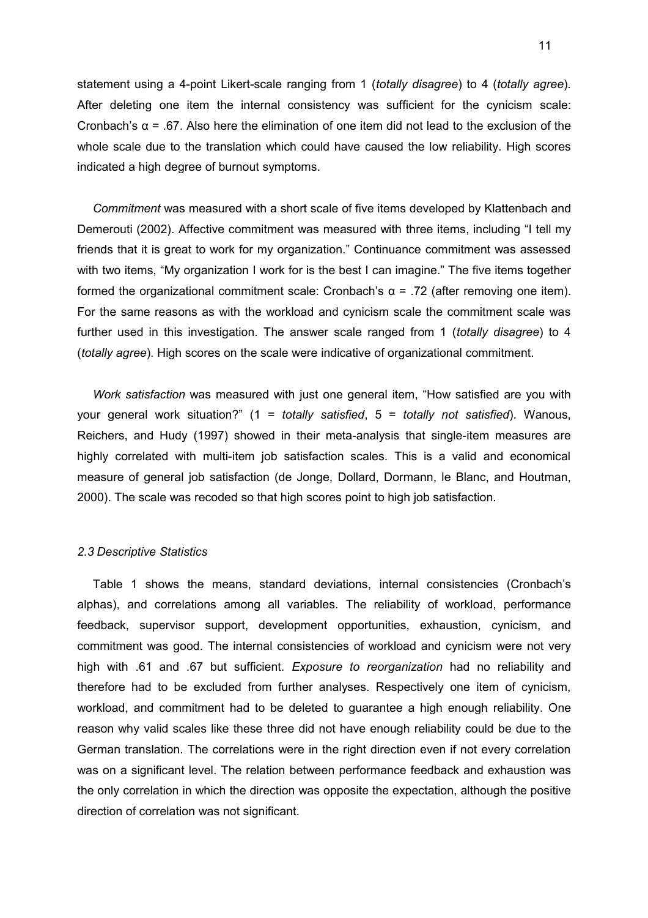statement using a 4-point Likert-scale ranging from 1 (*totally disagree*) to 4 (*totally agree*). After deleting one item the internal consistency was sufficient for the cynicism scale: Cronbach's $\alpha$ = .67. Also here the elimination of one item did not lead to the exclusion of the whole scale due to the translation which could have caused the low reliability. High scores indicated a high degree of burnout symptoms.

*Commitment* was measured with a short scale of five items developed by Klattenbach and Demerouti (2002). Affective commitment was measured with three items, including "I tell my friends that it is great to work for my organization." Continuance commitment was assessed with two items, "My organization I work for is the best I can imagine." The five items together formed the organizational commitment scale: Cronbach's $\alpha$ = .72 (after removing one item). For the same reasons as with the workload and cynicism scale the commitment scale was further used in this investigation. The answer scale ranged from 1 (*totally disagree*) to 4 (*totally agree*). High scores on the scale were indicative of organizational commitment.

*Work satisfaction* was measured with just one general item, "How satisfied are you with your general work situation?" (1 = *totally satisfied*, 5 = *totally not satisfied*). Wanous, Reichers, and Hudy (1997) showed in their meta-analysis that single-item measures are highly correlated with multi-item job satisfaction scales. This is a valid and economical measure of general job satisfaction (de Jonge, Dollard, Dormann, le Blanc, and Houtman, 2000). The scale was recoded so that high scores point to high job satisfaction.

### *2.3 Descriptive Statistics*

Table 1 shows the means, standard deviations, internal consistencies (Cronbach's alphas), and correlations among all variables. The reliability of workload, performance feedback, supervisor support, development opportunities, exhaustion, cynicism, and commitment was good. The internal consistencies of workload and cynicism were not very high with .61 and .67 but sufficient. *Exposure to reorganization* had no reliability and therefore had to be excluded from further analyses. Respectively one item of cynicism, workload, and commitment had to be deleted to guarantee a high enough reliability. One reason why valid scales like these three did not have enough reliability could be due to the German translation. The correlations were in the right direction even if not every correlation was on a significant level. The relation between performance feedback and exhaustion was the only correlation in which the direction was opposite the expectation, although the positive direction of correlation was not significant.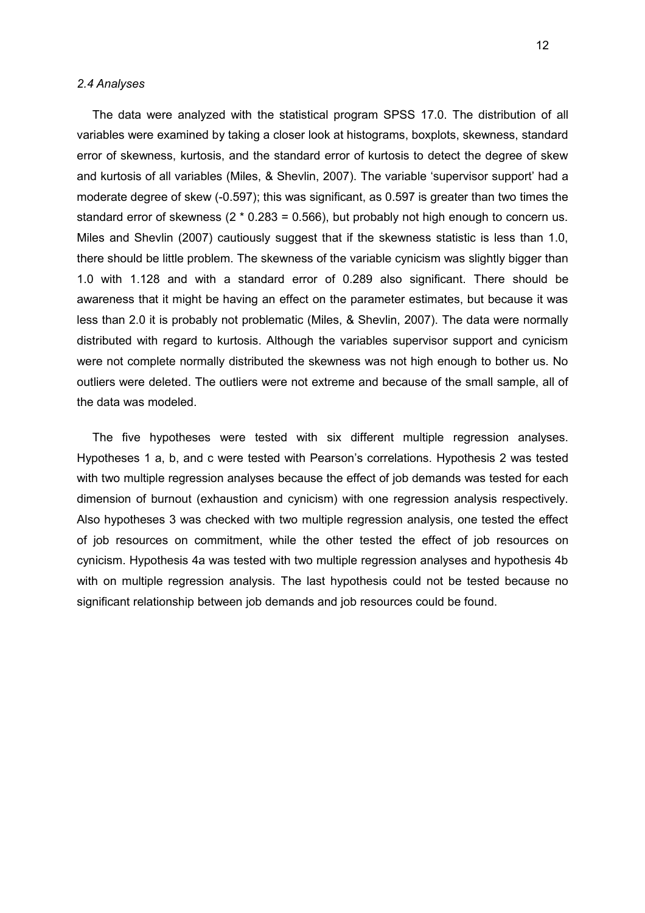### *2.4 Analyses*

The data were analyzed with the statistical program SPSS 17.0. The distribution of all variables were examined by taking a closer look at histograms, boxplots, skewness, standard error of skewness, kurtosis, and the standard error of kurtosis to detect the degree of skew and kurtosis of all variables (Miles, & Shevlin, 2007). The variable 'supervisor support' had a moderate degree of skew (-0.597); this was significant, as 0.597 is greater than two times the standard error of skewness ($2 * 0.283 = 0.566$), but probably not high enough to concern us. Miles and Shevlin (2007) cautiously suggest that if the skewness statistic is less than 1.0, there should be little problem. The skewness of the variable cynicism was slightly bigger than 1.0 with 1.128 and with a standard error of 0.289 also significant. There should be awareness that it might be having an effect on the parameter estimates, but because it was less than 2.0 it is probably not problematic (Miles, & Shevlin, 2007). The data were normally distributed with regard to kurtosis. Although the variables supervisor support and cynicism were not complete normally distributed the skewness was not high enough to bother us. No outliers were deleted. The outliers were not extreme and because of the small sample, all of the data was modeled.

The five hypotheses were tested with six different multiple regression analyses. Hypotheses 1 a, b, and c were tested with Pearson's correlations. Hypothesis 2 was tested with two multiple regression analyses because the effect of job demands was tested for each dimension of burnout (exhaustion and cynicism) with one regression analysis respectively. Also hypotheses 3 was checked with two multiple regression analysis, one tested the effect of job resources on commitment, while the other tested the effect of job resources on cynicism. Hypothesis 4a was tested with two multiple regression analyses and hypothesis 4b with on multiple regression analysis. The last hypothesis could not be tested because no significant relationship between job demands and job resources could be found.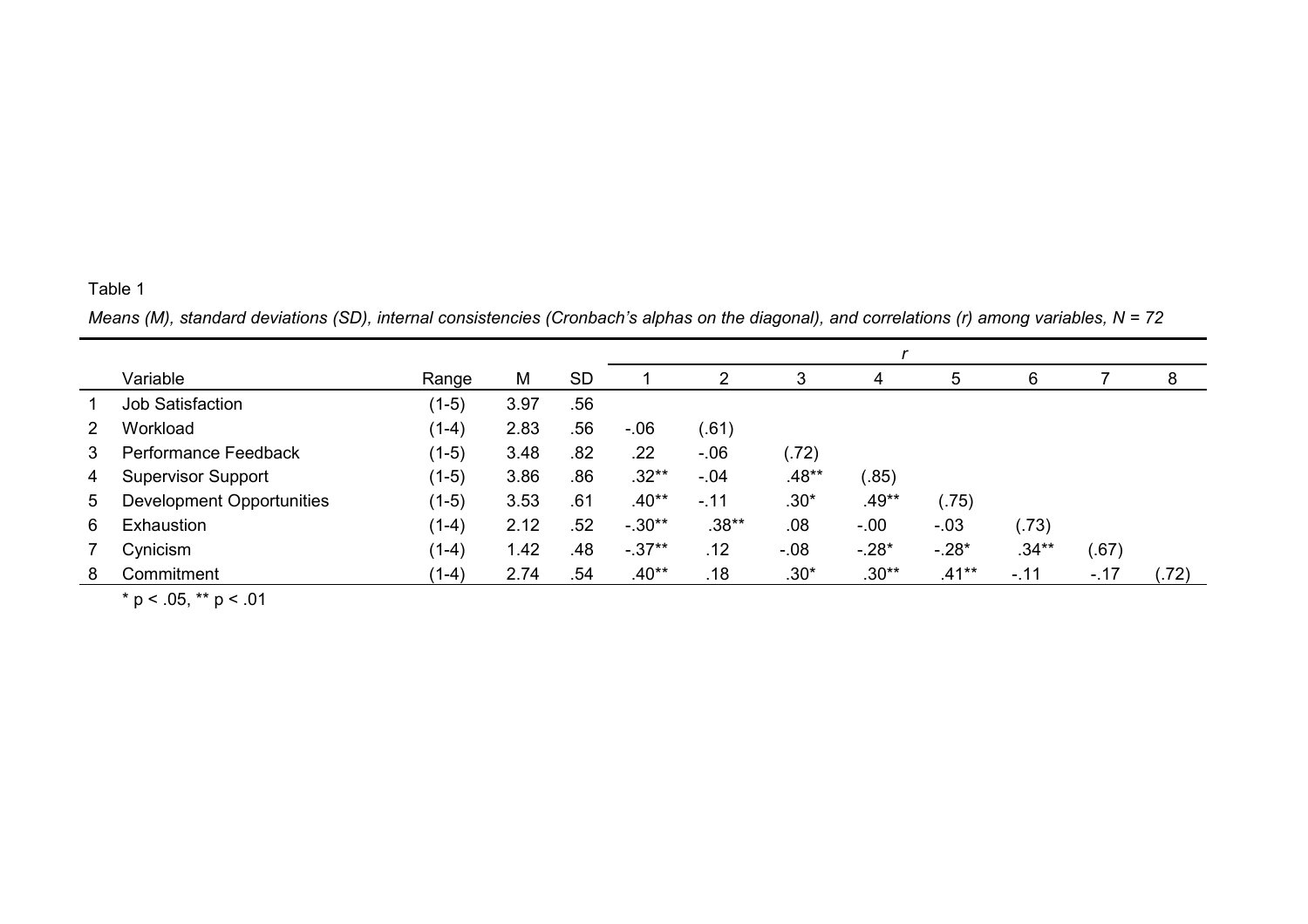Table 1

*Means (M), standard deviations (SD), internal consistencies (Cronbach's alphas on the diagonal), and correlations (r) among variables, N = 72*

| | Variable | Range | M | SD | *r* | | | | | | | |
|---|---|---|---|---|---|---|---|---|---|---|---|---|
| | | | | | 1 | 2 | 3 | 4 | 5 | 6 | 7 | 8 |
| 1 | Job Satisfaction | (1-5) | 3.97 | .56 | | | | | | | | |
| 2 | Workload | (1-4) | 2.83 | .56 | -.06 | (.61) | | | | | | |
| 3 | Performance Feedback | (1-5) | 3.48 | .82 | .22 | -.06 | (.72) | | | | | |
| 4 | Supervisor Support | (1-5) | 3.86 | .86 | .32** | -.04 | .48** | (.85) | | | | |
| 5 | Development Opportunities | (1-5) | 3.53 | .61 | .40** | -.11 | .30* | .49** | (.75) | | | |
| 6 | Exhaustion | (1-4) | 2.12 | .52 | -.30** | .38** | .08 | -.00 | -.03 | (.73) | | |
| 7 | Cynicism | (1-4) | 1.42 | .48 | -.37** | .12 | -.08 | -.28* | -.28* | .34** | (.67) | |
| 8 | Commitment | (1-4) | 2.74 | .54 | .40** | .18 | .30* | .30** | .41** | -.11 | -.17 | (.72) |

$^{*}\ p < .05$, $^{**}\ p < .01$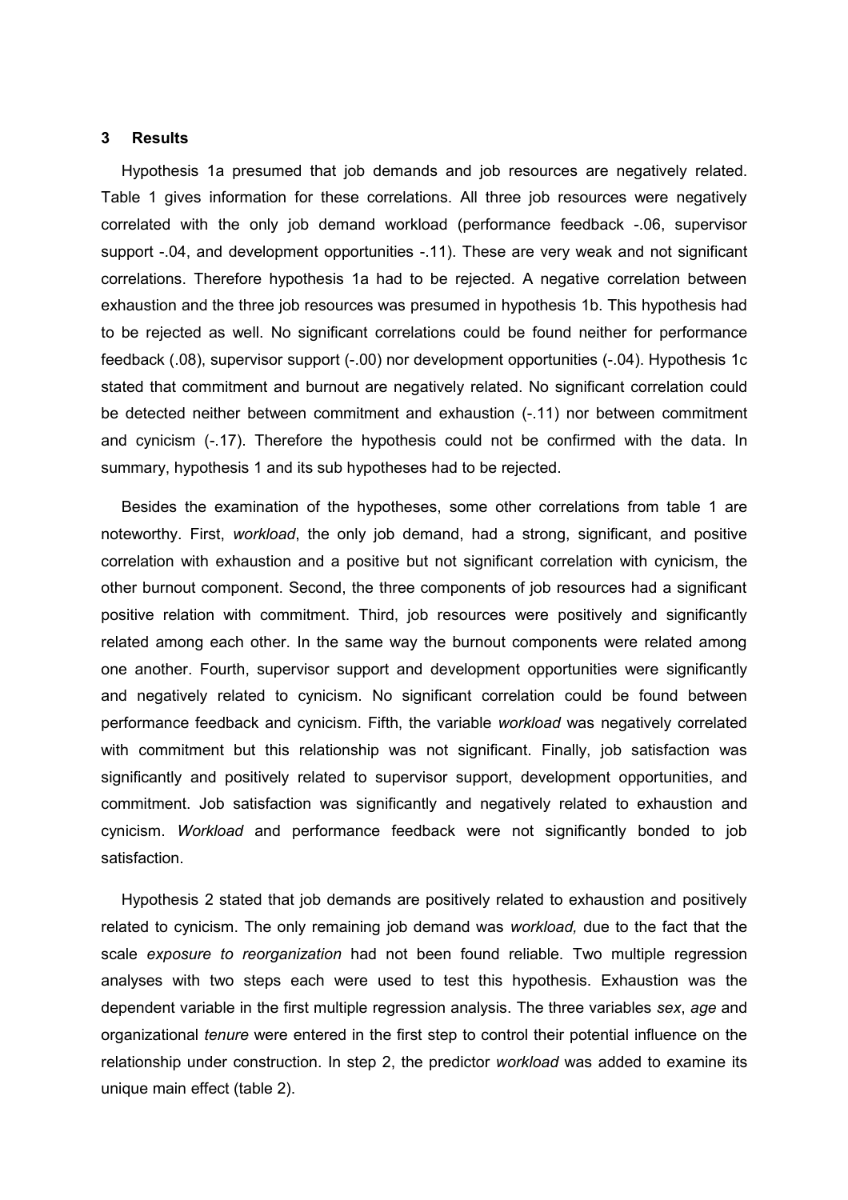## 3 Results

Hypothesis 1a presumed that job demands and job resources are negatively related. Table 1 gives information for these correlations. All three job resources were negatively correlated with the only job demand workload (performance feedback -.06, supervisor support -.04, and development opportunities -.11). These are very weak and not significant correlations. Therefore hypothesis 1a had to be rejected. A negative correlation between exhaustion and the three job resources was presumed in hypothesis 1b. This hypothesis had to be rejected as well. No significant correlations could be found neither for performance feedback (.08), supervisor support (-.00) nor development opportunities (-.04). Hypothesis 1c stated that commitment and burnout are negatively related. No significant correlation could be detected neither between commitment and exhaustion (-.11) nor between commitment and cynicism (-.17). Therefore the hypothesis could not be confirmed with the data. In summary, hypothesis 1 and its sub hypotheses had to be rejected.

Besides the examination of the hypotheses, some other correlations from table 1 are noteworthy. First, *workload*, the only job demand, had a strong, significant, and positive correlation with exhaustion and a positive but not significant correlation with cynicism, the other burnout component. Second, the three components of job resources had a significant positive relation with commitment. Third, job resources were positively and significantly related among each other. In the same way the burnout components were related among one another. Fourth, supervisor support and development opportunities were significantly and negatively related to cynicism. No significant correlation could be found between performance feedback and cynicism. Fifth, the variable *workload* was negatively correlated with commitment but this relationship was not significant. Finally, job satisfaction was significantly and positively related to supervisor support, development opportunities, and commitment. Job satisfaction was significantly and negatively related to exhaustion and cynicism. *Workload* and performance feedback were not significantly bonded to job satisfaction.

Hypothesis 2 stated that job demands are positively related to exhaustion and positively related to cynicism. The only remaining job demand was *workload,* due to the fact that the scale *exposure to reorganization* had not been found reliable. Two multiple regression analyses with two steps each were used to test this hypothesis. Exhaustion was the dependent variable in the first multiple regression analysis. The three variables *sex*, *age* and organizational *tenure* were entered in the first step to control their potential influence on the relationship under construction. In step 2, the predictor *workload* was added to examine its unique main effect (table 2).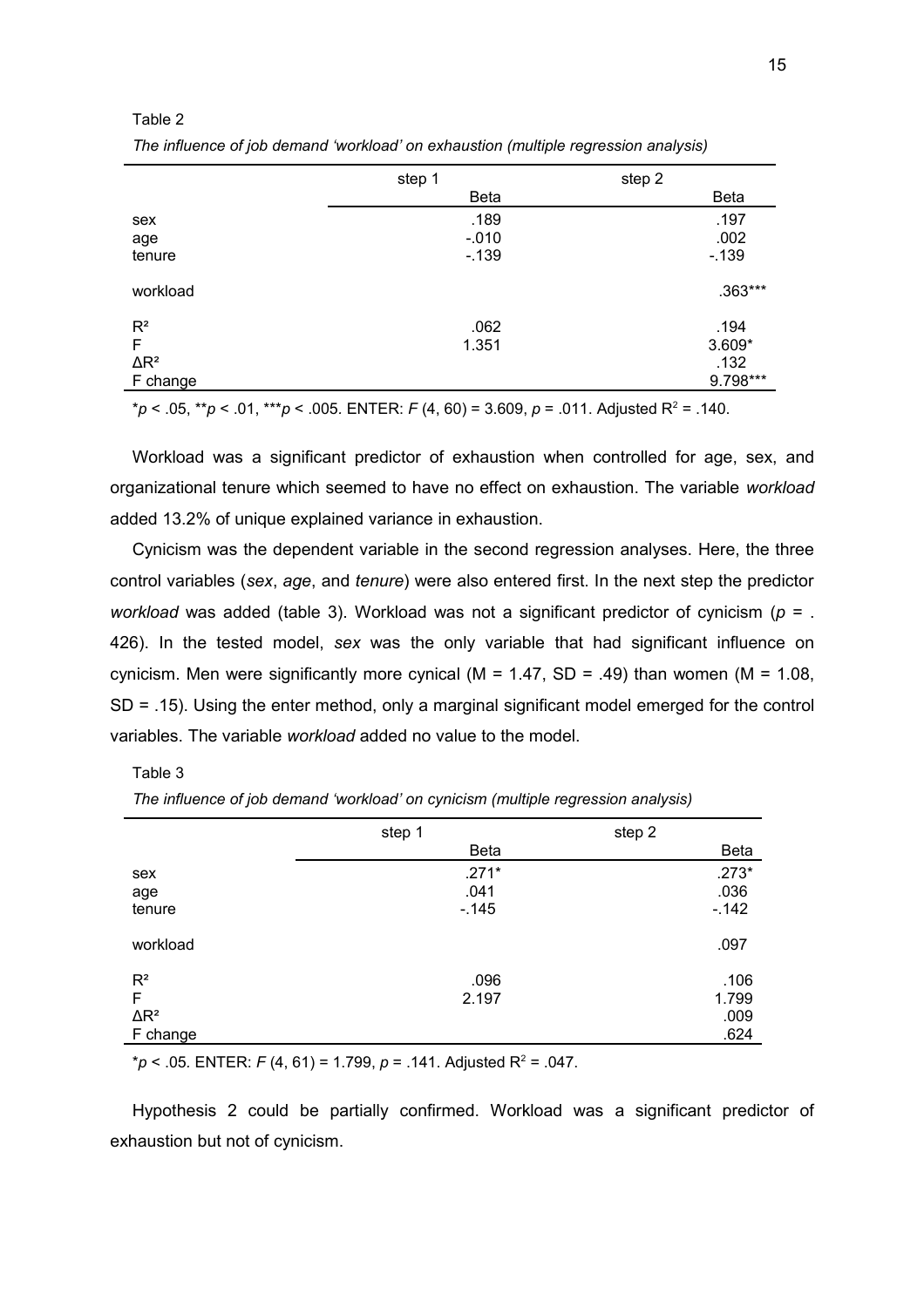Table 2

*The influence of job demand 'workload' on exhaustion (multiple regression analysis)*

| | step 1 | step 2 |
|---|---|---|
| | Beta | Beta |
| sex | .189 | .197 |
| age | -.010 | .002 |
| tenure | -.139 | -.139 |
| workload | | .363*** |
| $R^2$ | .062 | .194 |
| F | 1.351 | 3.609* |
| $\Delta R^2$ | | .132 |
| F change | | 9.798*** |

*$p < .05$, **$p < .01$, ***$p < .005$. ENTER: $F$ (4, 60) = 3.609, $p$ = .011. Adjusted $R^2$ = .140.

Workload was a significant predictor of exhaustion when controlled for age, sex, and organizational tenure which seemed to have no effect on exhaustion. The variable *workload* added 13.2% of unique explained variance in exhaustion.

Cynicism was the dependent variable in the second regression analyses. Here, the three control variables (*sex*, *age*, and *tenure*) were also entered first. In the next step the predictor *workload* was added (table 3). Workload was not a significant predictor of cynicism ($p$ = .426). In the tested model, *sex* was the only variable that had significant influence on cynicism. Men were significantly more cynical (M = 1.47, SD = .49) than women (M = 1.08, SD = .15). Using the enter method, only a marginal significant model emerged for the control variables. The variable *workload* added no value to the model.

Table 3

*The influence of job demand 'workload' on cynicism (multiple regression analysis)*

| | step 1 | step 2 |
|---|---|---|
| | Beta | Beta |
| sex | .271* | .273* |
| age | .041 | .036 |
| tenure | -.145 | -.142 |
| workload | | .097 |
| $R^2$ | .096 | .106 |
| F | 2.197 | 1.799 |
| $\Delta R^2$ | | .009 |
| F change | | .624 |

*$p < .05$. ENTER: $F$ (4, 61) = 1.799, $p$ = .141. Adjusted $R^2$ = .047.

Hypothesis 2 could be partially confirmed. Workload was a significant predictor of exhaustion but not of cynicism.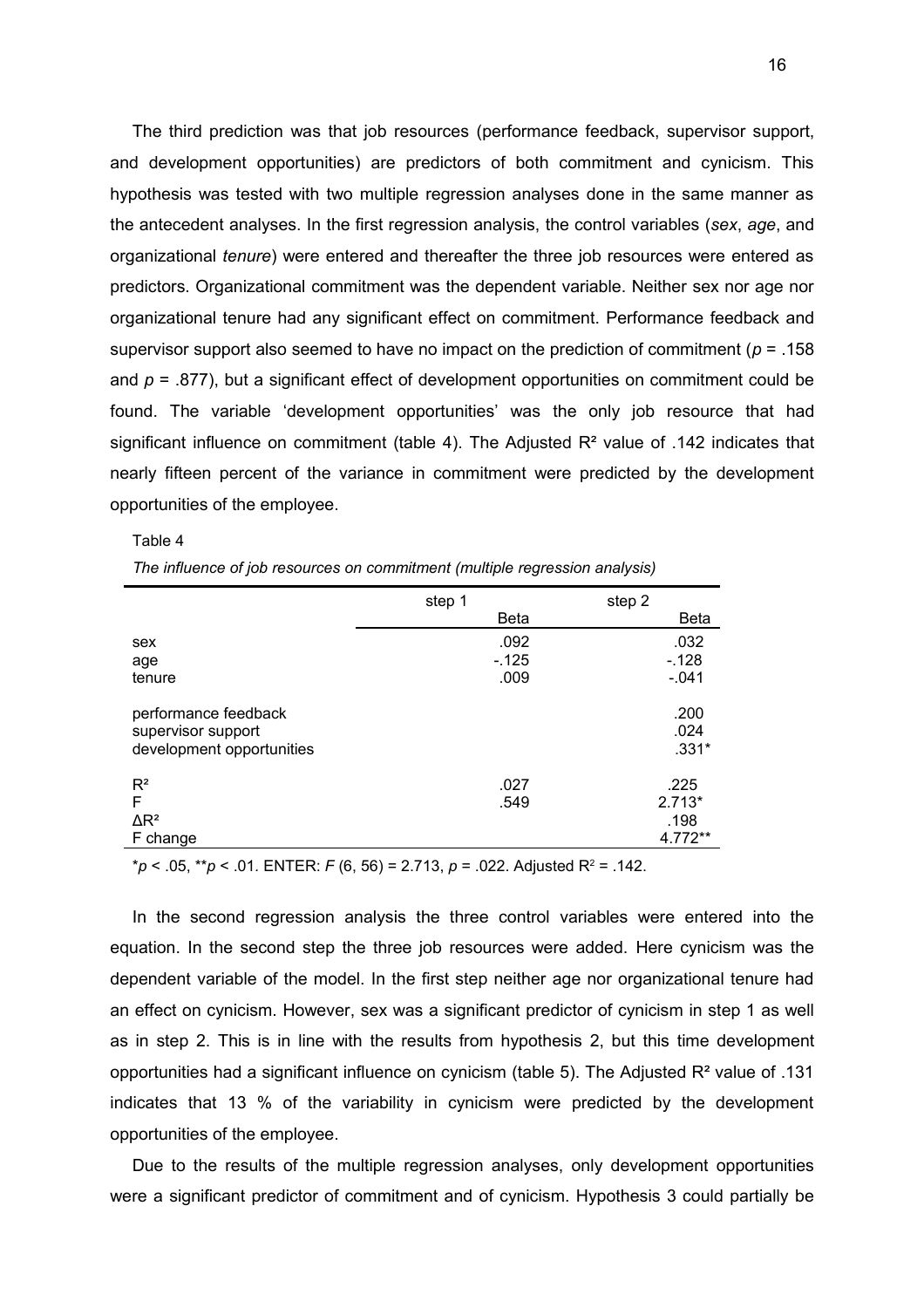The third prediction was that job resources (performance feedback, supervisor support, and development opportunities) are predictors of both commitment and cynicism. This hypothesis was tested with two multiple regression analyses done in the same manner as the antecedent analyses. In the first regression analysis, the control variables (*sex*, *age*, and organizational *tenure*) were entered and thereafter the three job resources were entered as predictors. Organizational commitment was the dependent variable. Neither sex nor age nor organizational tenure had any significant effect on commitment. Performance feedback and supervisor support also seemed to have no impact on the prediction of commitment ($p$ = .158 and $p$ = .877), but a significant effect of development opportunities on commitment could be found. The variable 'development opportunities' was the only job resource that had significant influence on commitment (table 4). The Adjusted $R^2$ value of .142 indicates that nearly fifteen percent of the variance in commitment were predicted by the development opportunities of the employee.

Table 4

*The influence of job resources on commitment (multiple regression analysis)*

| | step 1 | step 2 |
|---|---|---|
| | Beta | Beta |
| sex | .092 | .032 |
| age | -.125 | -.128 |
| tenure | .009 | -.041 |
| performance feedback | | .200 |
| supervisor support | | .024 |
| development opportunities | | .331* |
| $R^2$ | .027 | .225 |
| F | .549 | 2.713* |
| $\Delta R^2$ | | .198 |
| F change | | 4.772** |

*$p$ < .05, **$p$ < .01. ENTER: $F$ (6, 56) = 2.713, $p$ = .022. Adjusted $R^2$ = .142.

In the second regression analysis the three control variables were entered into the equation. In the second step the three job resources were added. Here cynicism was the dependent variable of the model. In the first step neither age nor organizational tenure had an effect on cynicism. However, sex was a significant predictor of cynicism in step 1 as well as in step 2. This is in line with the results from hypothesis 2, but this time development opportunities had a significant influence on cynicism (table 5). The Adjusted $R^2$ value of .131 indicates that 13 % of the variability in cynicism were predicted by the development opportunities of the employee.

Due to the results of the multiple regression analyses, only development opportunities were a significant predictor of commitment and of cynicism. Hypothesis 3 could partially be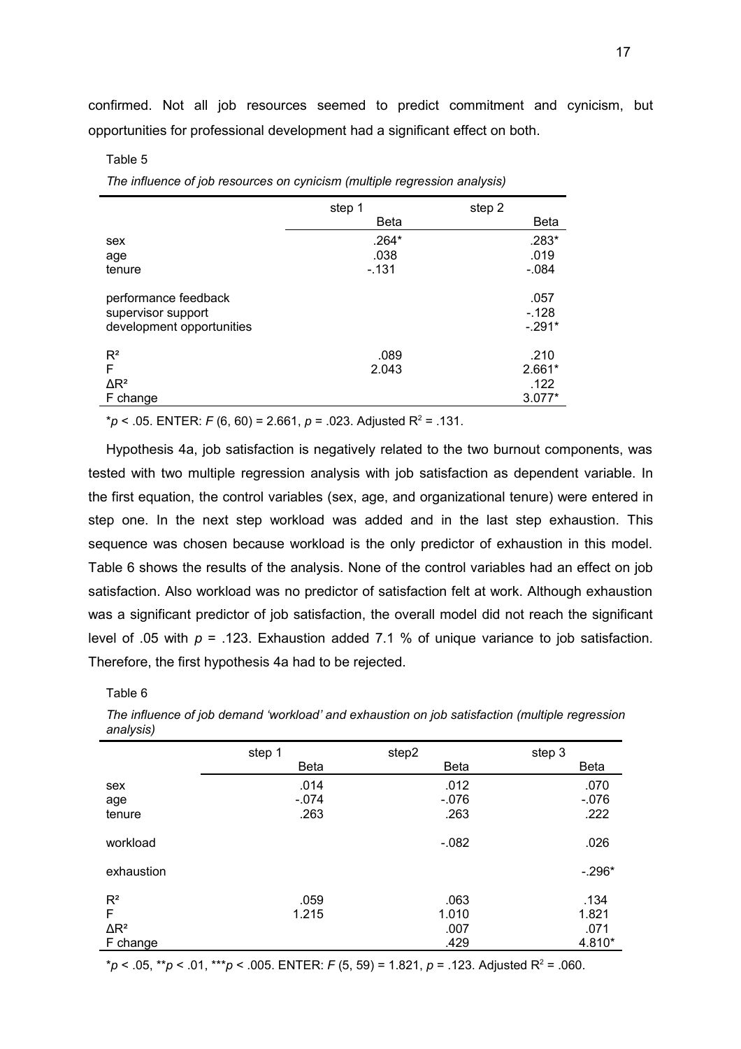confirmed. Not all job resources seemed to predict commitment and cynicism, but opportunities for professional development had a significant effect on both.

Table 5

*The influence of job resources on cynicism (multiple regression analysis)*

| | step 1 | step 2 |
|---|---|---|
| | Beta | Beta |
| sex | .264* | .283* |
| age | .038 | .019 |
| tenure | -.131 | -.084 |
| performance feedback | | .057 |
| supervisor support | | -.128 |
| development opportunities | | -.291* |
| $R^2$ | .089 | .210 |
| F | 2.043 | 2.661* |
| $\Delta R^2$ | | .122 |
| F change | | 3.077* |

*$p < .05$. ENTER: $F$ (6, 60) = 2.661, $p$ = .023. Adjusted $R^2$ = .131.

Hypothesis 4a, job satisfaction is negatively related to the two burnout components, was tested with two multiple regression analysis with job satisfaction as dependent variable. In the first equation, the control variables (sex, age, and organizational tenure) were entered in step one. In the next step workload was added and in the last step exhaustion. This sequence was chosen because workload is the only predictor of exhaustion in this model. Table 6 shows the results of the analysis. None of the control variables had an effect on job satisfaction. Also workload was no predictor of satisfaction felt at work. Although exhaustion was a significant predictor of job satisfaction, the overall model did not reach the significant level of .05 with $p$ = .123. Exhaustion added 7.1 % of unique variance to job satisfaction. Therefore, the first hypothesis 4a had to be rejected.

Table 6

*The influence of job demand 'workload' and exhaustion on job satisfaction (multiple regression analysis)*

| | step 1 | step2 | step 3 |
|---|---|---|---|
| | Beta | Beta | Beta |
| sex | .014 | .012 | .070 |
| age | -.074 | -.076 | -.076 |
| tenure | .263 | .263 | .222 |
| workload | | -.082 | .026 |
| exhaustion | | | -.296* |
| $R^2$ | .059 | .063 | .134 |
| F | 1.215 | 1.010 | 1.821 |
| $\Delta R^2$ | | .007 | .071 |
| F change | | .429 | 4.810* |

*$p < .05$, **$p < .01$, ***$p < .005$. ENTER: $F$ (5, 59) = 1.821, $p$ = .123. Adjusted $R^2$ = .060.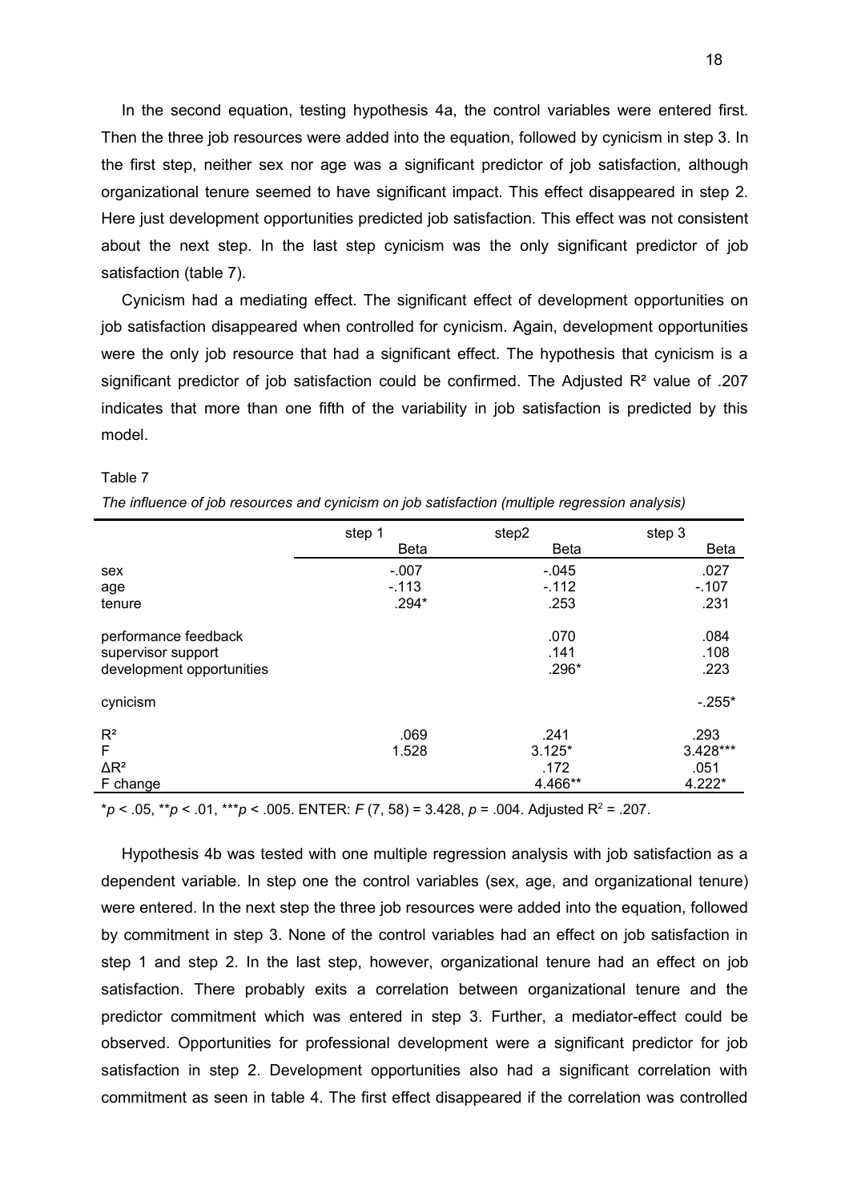In the second equation, testing hypothesis 4a, the control variables were entered first. Then the three job resources were added into the equation, followed by cynicism in step 3. In the first step, neither sex nor age was a significant predictor of job satisfaction, although organizational tenure seemed to have significant impact. This effect disappeared in step 2. Here just development opportunities predicted job satisfaction. This effect was not consistent about the next step. In the last step cynicism was the only significant predictor of job satisfaction (table 7).

Cynicism had a mediating effect. The significant effect of development opportunities on job satisfaction disappeared when controlled for cynicism. Again, development opportunities were the only job resource that had a significant effect. The hypothesis that cynicism is a significant predictor of job satisfaction could be confirmed. The Adjusted $R^2$ value of .207 indicates that more than one fifth of the variability in job satisfaction is predicted by this model.

Table 7

*The influence of job resources and cynicism on job satisfaction (multiple regression analysis)*

| | step 1 | step2 | step 3 |
|---|---|---|---|
| | Beta | Beta | Beta |
| sex | -.007 | -.045 | .027 |
| age | -.113 | -.112 | -.107 |
| tenure | .294* | .253 | .231 |
| performance feedback | | .070 | .084 |
| supervisor support | | .141 | .108 |
| development opportunities | | .296* | .223 |
| cynicism | | | -.255* |
| $R^2$ | .069 | .241 | .293 |
| F | 1.528 | 3.125* | 3.428*** |
| $\Delta R^2$ | | .172 | .051 |
| F change | | 4.466** | 4.222* |

*$p < .05$, **$p < .01$, ***$p < .005$. ENTER: $F$ (7, 58) = 3.428, $p = .004$. Adjusted $R^2 = .207$.

Hypothesis 4b was tested with one multiple regression analysis with job satisfaction as a dependent variable. In step one the control variables (sex, age, and organizational tenure) were entered. In the next step the three job resources were added into the equation, followed by commitment in step 3. None of the control variables had an effect on job satisfaction in step 1 and step 2. In the last step, however, organizational tenure had an effect on job satisfaction. There probably exits a correlation between organizational tenure and the predictor commitment which was entered in step 3. Further, a mediator-effect could be observed. Opportunities for professional development were a significant predictor for job satisfaction in step 2. Development opportunities also had a significant correlation with commitment as seen in table 4. The first effect disappeared if the correlation was controlled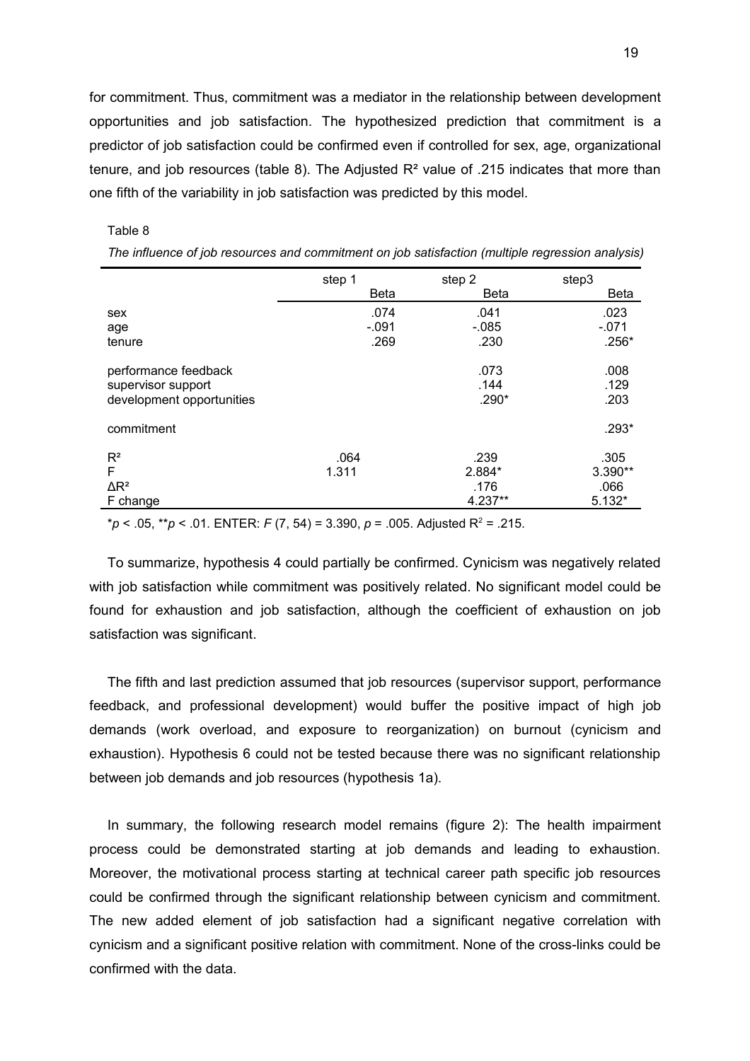for commitment. Thus, commitment was a mediator in the relationship between development opportunities and job satisfaction. The hypothesized prediction that commitment is a predictor of job satisfaction could be confirmed even if controlled for sex, age, organizational tenure, and job resources (table 8). The Adjusted $R^2$ value of .215 indicates that more than one fifth of the variability in job satisfaction was predicted by this model.

Table 8

*The influence of job resources and commitment on job satisfaction (multiple regression analysis)*

| | step 1 | step 2 | step3 |
|---|---|---|---|
| | Beta | Beta | Beta |
| sex | .074 | .041 | .023 |
| age | -.091 | -.085 | -.071 |
| tenure | .269 | .230 | .256* |
| performance feedback | | .073 | .008 |
| supervisor support | | .144 | .129 |
| development opportunities | | .290* | .203 |
| commitment | | | .293* |
| $R^2$ | .064 | .239 | .305 |
| F | 1.311 | 2.884* | 3.390** |
| $\Delta R^2$ | | .176 | .066 |
| F change | | 4.237** | 5.132* |

*$p < .05$, **$p < .01$. ENTER: $F$ (7, 54) = 3.390, $p$ = .005. Adjusted $R^2$ = .215.

To summarize, hypothesis 4 could partially be confirmed. Cynicism was negatively related with job satisfaction while commitment was positively related. No significant model could be found for exhaustion and job satisfaction, although the coefficient of exhaustion on job satisfaction was significant.

The fifth and last prediction assumed that job resources (supervisor support, performance feedback, and professional development) would buffer the positive impact of high job demands (work overload, and exposure to reorganization) on burnout (cynicism and exhaustion). Hypothesis 6 could not be tested because there was no significant relationship between job demands and job resources (hypothesis 1a).

In summary, the following research model remains (figure 2): The health impairment process could be demonstrated starting at job demands and leading to exhaustion. Moreover, the motivational process starting at technical career path specific job resources could be confirmed through the significant relationship between cynicism and commitment. The new added element of job satisfaction had a significant negative correlation with cynicism and a significant positive relation with commitment. None of the cross-links could be confirmed with the data.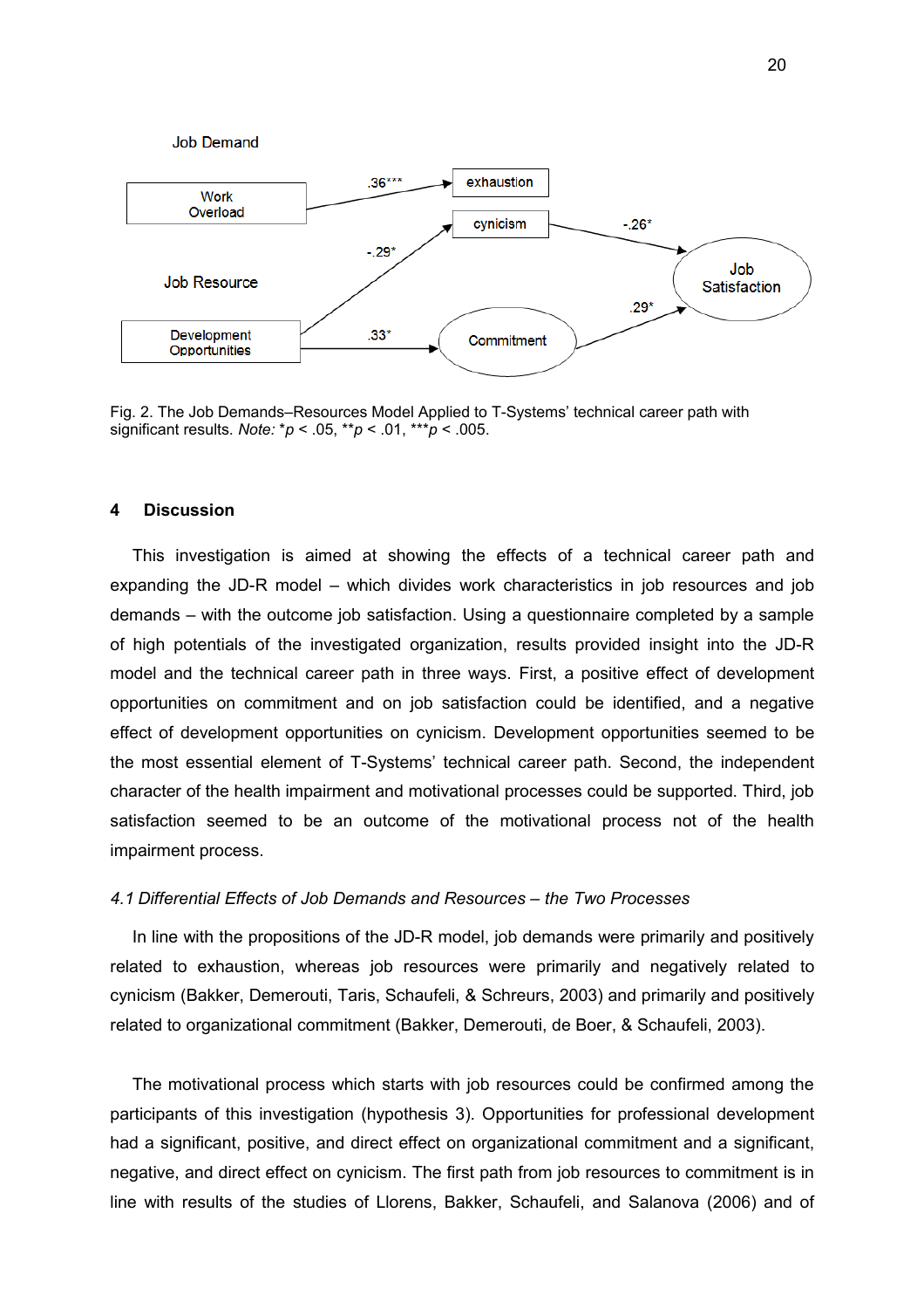Job Demand

Work Overload → exhaustion (.36***)

Development Opportunities → cynicism (-.29*)

Development Opportunities → Commitment (.33*)

cynicism → Job Satisfaction (-.26*)

Commitment → Job Satisfaction (.29*)

Job Resource

Fig. 2. The Job Demands–Resources Model Applied to T-Systems' technical career path with significant results. *Note:* \*$p < .05$, \*\*$p < .01$, \*\*\*$p < .005$.

## 4 Discussion

This investigation is aimed at showing the effects of a technical career path and expanding the JD-R model – which divides work characteristics in job resources and job demands – with the outcome job satisfaction. Using a questionnaire completed by a sample of high potentials of the investigated organization, results provided insight into the JD-R model and the technical career path in three ways. First, a positive effect of development opportunities on commitment and on job satisfaction could be identified, and a negative effect of development opportunities on cynicism. Development opportunities seemed to be the most essential element of T-Systems' technical career path. Second, the independent character of the health impairment and motivational processes could be supported. Third, job satisfaction seemed to be an outcome of the motivational process not of the health impairment process.

### *4.1 Differential Effects of Job Demands and Resources – the Two Processes*

In line with the propositions of the JD-R model, job demands were primarily and positively related to exhaustion, whereas job resources were primarily and negatively related to cynicism (Bakker, Demerouti, Taris, Schaufeli, & Schreurs, 2003) and primarily and positively related to organizational commitment (Bakker, Demerouti, de Boer, & Schaufeli, 2003).

The motivational process which starts with job resources could be confirmed among the participants of this investigation (hypothesis 3). Opportunities for professional development had a significant, positive, and direct effect on organizational commitment and a significant, negative, and direct effect on cynicism. The first path from job resources to commitment is in line with results of the studies of Llorens, Bakker, Schaufeli, and Salanova (2006) and of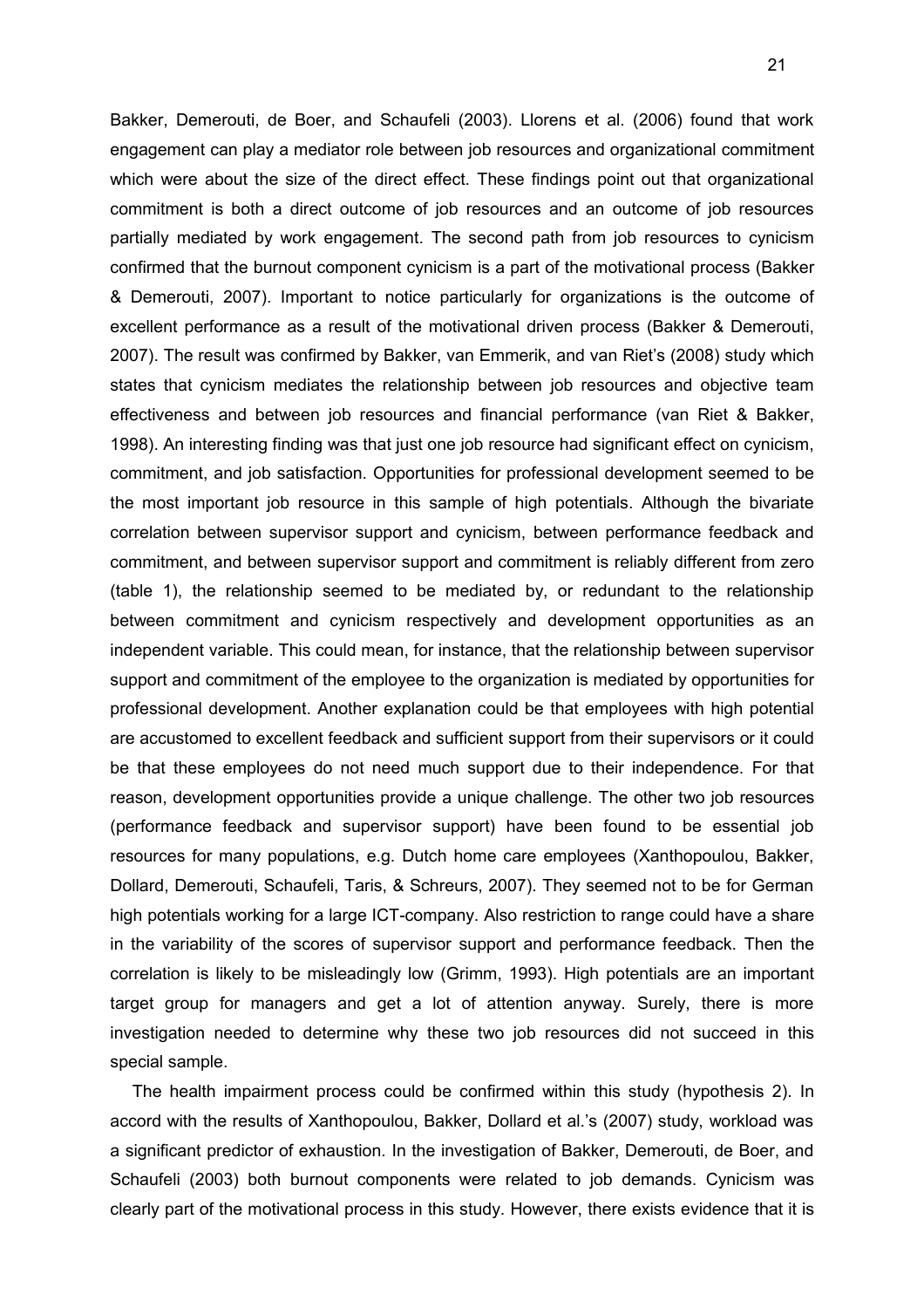Bakker, Demerouti, de Boer, and Schaufeli (2003). Llorens et al. (2006) found that work engagement can play a mediator role between job resources and organizational commitment which were about the size of the direct effect. These findings point out that organizational commitment is both a direct outcome of job resources and an outcome of job resources partially mediated by work engagement. The second path from job resources to cynicism confirmed that the burnout component cynicism is a part of the motivational process (Bakker & Demerouti, 2007). Important to notice particularly for organizations is the outcome of excellent performance as a result of the motivational driven process (Bakker & Demerouti, 2007). The result was confirmed by Bakker, van Emmerik, and van Riet's (2008) study which states that cynicism mediates the relationship between job resources and objective team effectiveness and between job resources and financial performance (van Riet & Bakker, 1998). An interesting finding was that just one job resource had significant effect on cynicism, commitment, and job satisfaction. Opportunities for professional development seemed to be the most important job resource in this sample of high potentials. Although the bivariate correlation between supervisor support and cynicism, between performance feedback and commitment, and between supervisor support and commitment is reliably different from zero (table 1), the relationship seemed to be mediated by, or redundant to the relationship between commitment and cynicism respectively and development opportunities as an independent variable. This could mean, for instance, that the relationship between supervisor support and commitment of the employee to the organization is mediated by opportunities for professional development. Another explanation could be that employees with high potential are accustomed to excellent feedback and sufficient support from their supervisors or it could be that these employees do not need much support due to their independence. For that reason, development opportunities provide a unique challenge. The other two job resources (performance feedback and supervisor support) have been found to be essential job resources for many populations, e.g. Dutch home care employees (Xanthopoulou, Bakker, Dollard, Demerouti, Schaufeli, Taris, & Schreurs, 2007). They seemed not to be for German high potentials working for a large ICT-company. Also restriction to range could have a share in the variability of the scores of supervisor support and performance feedback. Then the correlation is likely to be misleadingly low (Grimm, 1993). High potentials are an important target group for managers and get a lot of attention anyway. Surely, there is more investigation needed to determine why these two job resources did not succeed in this special sample.

The health impairment process could be confirmed within this study (hypothesis 2). In accord with the results of Xanthopoulou, Bakker, Dollard et al.'s (2007) study, workload was a significant predictor of exhaustion. In the investigation of Bakker, Demerouti, de Boer, and Schaufeli (2003) both burnout components were related to job demands. Cynicism was clearly part of the motivational process in this study. However, there exists evidence that it is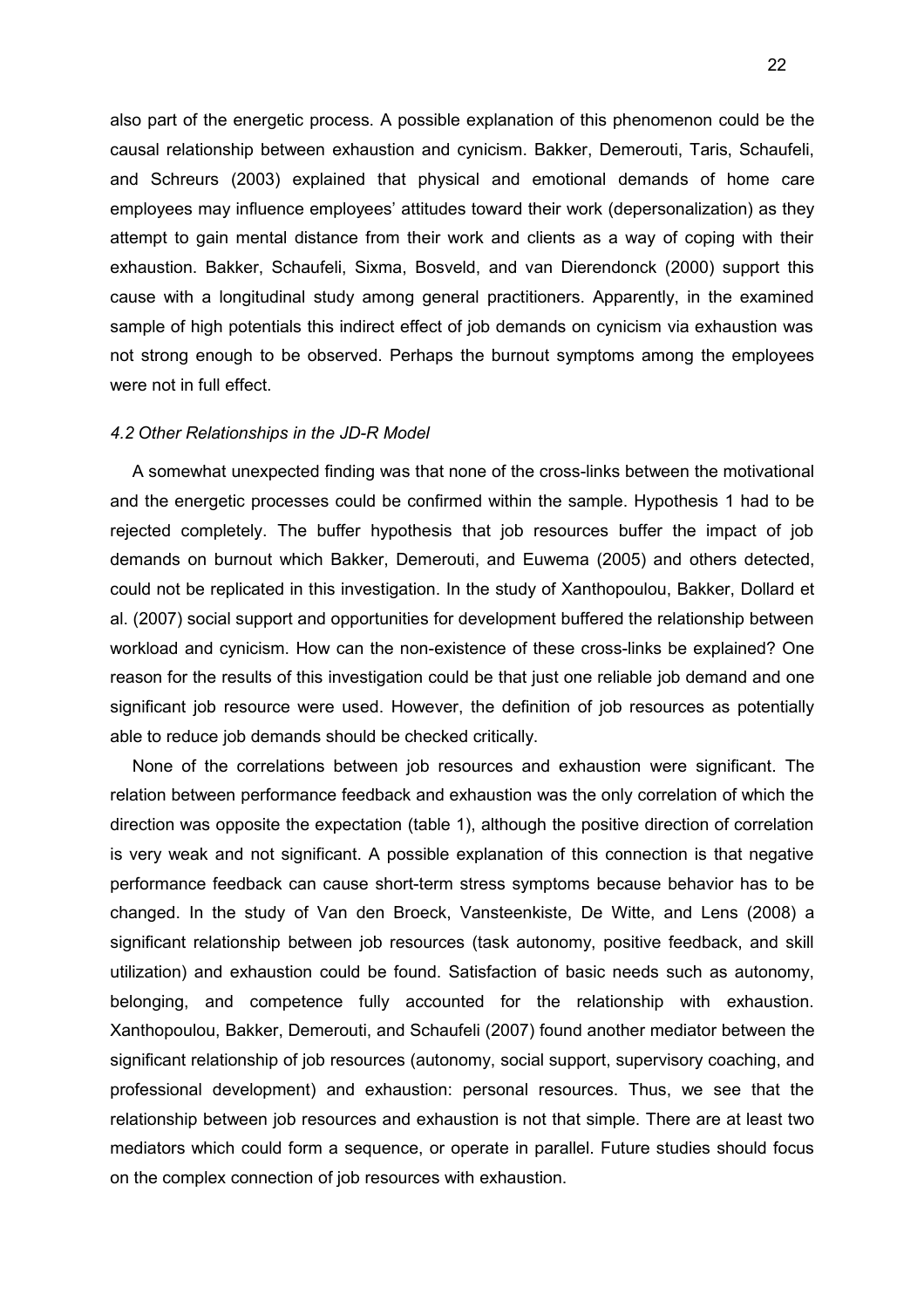also part of the energetic process. A possible explanation of this phenomenon could be the causal relationship between exhaustion and cynicism. Bakker, Demerouti, Taris, Schaufeli, and Schreurs (2003) explained that physical and emotional demands of home care employees may influence employees' attitudes toward their work (depersonalization) as they attempt to gain mental distance from their work and clients as a way of coping with their exhaustion. Bakker, Schaufeli, Sixma, Bosveld, and van Dierendonck (2000) support this cause with a longitudinal study among general practitioners. Apparently, in the examined sample of high potentials this indirect effect of job demands on cynicism via exhaustion was not strong enough to be observed. Perhaps the burnout symptoms among the employees were not in full effect.

### *4.2 Other Relationships in the JD-R Model*

A somewhat unexpected finding was that none of the cross-links between the motivational and the energetic processes could be confirmed within the sample. Hypothesis 1 had to be rejected completely. The buffer hypothesis that job resources buffer the impact of job demands on burnout which Bakker, Demerouti, and Euwema (2005) and others detected, could not be replicated in this investigation. In the study of Xanthopoulou, Bakker, Dollard et al. (2007) social support and opportunities for development buffered the relationship between workload and cynicism. How can the non-existence of these cross-links be explained? One reason for the results of this investigation could be that just one reliable job demand and one significant job resource were used. However, the definition of job resources as potentially able to reduce job demands should be checked critically.

None of the correlations between job resources and exhaustion were significant. The relation between performance feedback and exhaustion was the only correlation of which the direction was opposite the expectation (table 1), although the positive direction of correlation is very weak and not significant. A possible explanation of this connection is that negative performance feedback can cause short-term stress symptoms because behavior has to be changed. In the study of Van den Broeck, Vansteenkiste, De Witte, and Lens (2008) a significant relationship between job resources (task autonomy, positive feedback, and skill utilization) and exhaustion could be found. Satisfaction of basic needs such as autonomy, belonging, and competence fully accounted for the relationship with exhaustion. Xanthopoulou, Bakker, Demerouti, and Schaufeli (2007) found another mediator between the significant relationship of job resources (autonomy, social support, supervisory coaching, and professional development) and exhaustion: personal resources. Thus, we see that the relationship between job resources and exhaustion is not that simple. There are at least two mediators which could form a sequence, or operate in parallel. Future studies should focus on the complex connection of job resources with exhaustion.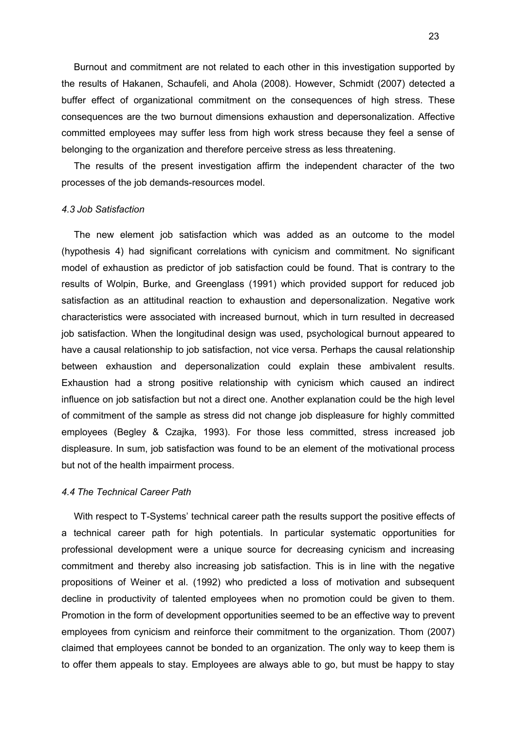Burnout and commitment are not related to each other in this investigation supported by the results of Hakanen, Schaufeli, and Ahola (2008). However, Schmidt (2007) detected a buffer effect of organizational commitment on the consequences of high stress. These consequences are the two burnout dimensions exhaustion and depersonalization. Affective committed employees may suffer less from high work stress because they feel a sense of belonging to the organization and therefore perceive stress as less threatening.

The results of the present investigation affirm the independent character of the two processes of the job demands-resources model.

### *4.3 Job Satisfaction*

The new element job satisfaction which was added as an outcome to the model (hypothesis 4) had significant correlations with cynicism and commitment. No significant model of exhaustion as predictor of job satisfaction could be found. That is contrary to the results of Wolpin, Burke, and Greenglass (1991) which provided support for reduced job satisfaction as an attitudinal reaction to exhaustion and depersonalization. Negative work characteristics were associated with increased burnout, which in turn resulted in decreased job satisfaction. When the longitudinal design was used, psychological burnout appeared to have a causal relationship to job satisfaction, not vice versa. Perhaps the causal relationship between exhaustion and depersonalization could explain these ambivalent results. Exhaustion had a strong positive relationship with cynicism which caused an indirect influence on job satisfaction but not a direct one. Another explanation could be the high level of commitment of the sample as stress did not change job displeasure for highly committed employees (Begley & Czajka, 1993). For those less committed, stress increased job displeasure. In sum, job satisfaction was found to be an element of the motivational process but not of the health impairment process.

### *4.4 The Technical Career Path*

With respect to T-Systems' technical career path the results support the positive effects of a technical career path for high potentials. In particular systematic opportunities for professional development were a unique source for decreasing cynicism and increasing commitment and thereby also increasing job satisfaction. This is in line with the negative propositions of Weiner et al. (1992) who predicted a loss of motivation and subsequent decline in productivity of talented employees when no promotion could be given to them. Promotion in the form of development opportunities seemed to be an effective way to prevent employees from cynicism and reinforce their commitment to the organization. Thom (2007) claimed that employees cannot be bonded to an organization. The only way to keep them is to offer them appeals to stay. Employees are always able to go, but must be happy to stay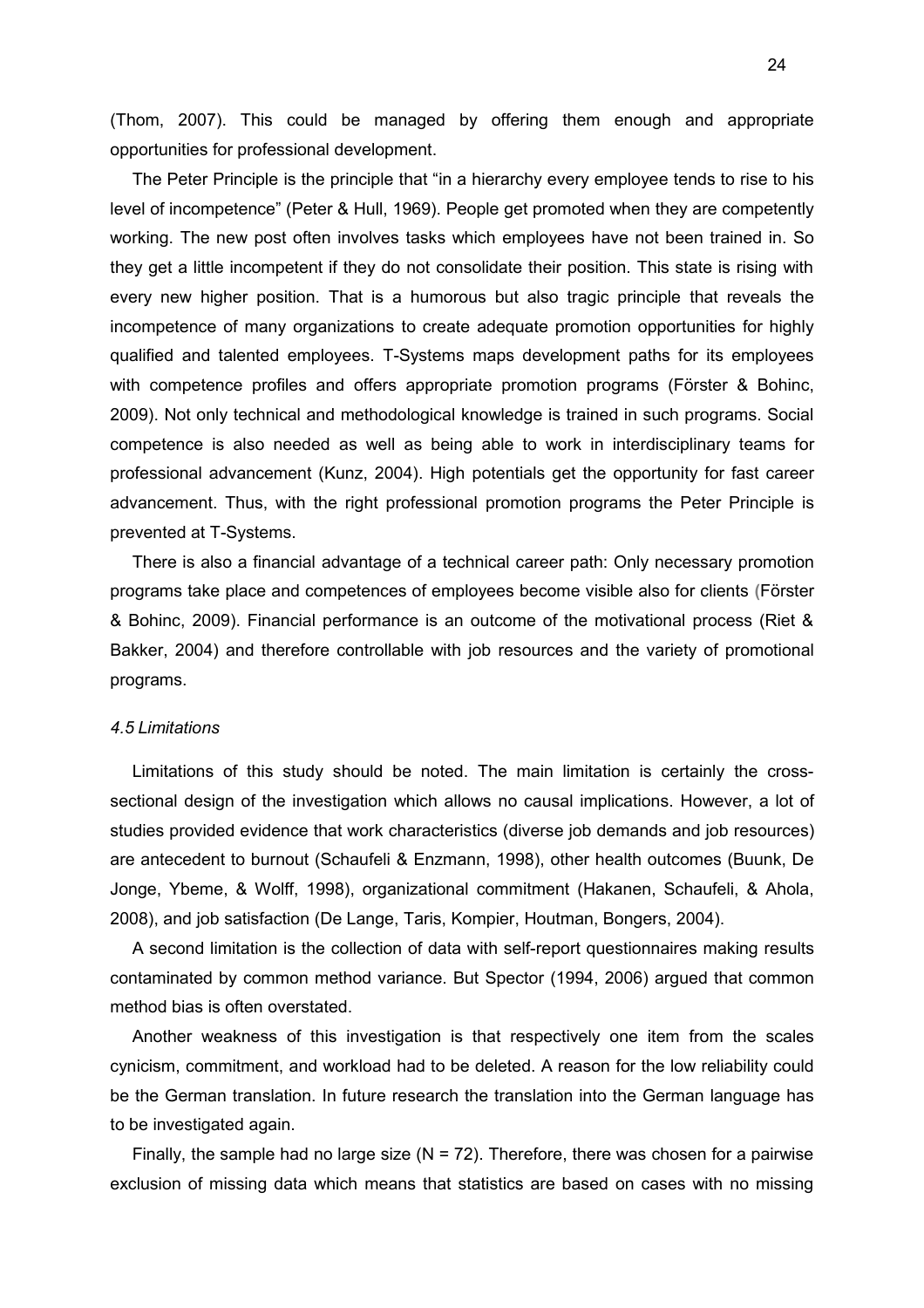(Thom, 2007). This could be managed by offering them enough and appropriate opportunities for professional development.

The Peter Principle is the principle that “in a hierarchy every employee tends to rise to his level of incompetence” (Peter & Hull, 1969). People get promoted when they are competently working. The new post often involves tasks which employees have not been trained in. So they get a little incompetent if they do not consolidate their position. This state is rising with every new higher position. That is a humorous but also tragic principle that reveals the incompetence of many organizations to create adequate promotion opportunities for highly qualified and talented employees. T-Systems maps development paths for its employees with competence profiles and offers appropriate promotion programs (Förster & Bohinc, 2009). Not only technical and methodological knowledge is trained in such programs. Social competence is also needed as well as being able to work in interdisciplinary teams for professional advancement (Kunz, 2004). High potentials get the opportunity for fast career advancement. Thus, with the right professional promotion programs the Peter Principle is prevented at T-Systems.

There is also a financial advantage of a technical career path: Only necessary promotion programs take place and competences of employees become visible also for clients (Förster & Bohinc, 2009). Financial performance is an outcome of the motivational process (Riet & Bakker, 2004) and therefore controllable with job resources and the variety of promotional programs.

### *4.5 Limitations*

Limitations of this study should be noted. The main limitation is certainly the cross-sectional design of the investigation which allows no causal implications. However, a lot of studies provided evidence that work characteristics (diverse job demands and job resources) are antecedent to burnout (Schaufeli & Enzmann, 1998), other health outcomes (Buunk, De Jonge, Ybeme, & Wolff, 1998), organizational commitment (Hakanen, Schaufeli, & Ahola, 2008), and job satisfaction (De Lange, Taris, Kompier, Houtman, Bongers, 2004).

A second limitation is the collection of data with self-report questionnaires making results contaminated by common method variance. But Spector (1994, 2006) argued that common method bias is often overstated.

Another weakness of this investigation is that respectively one item from the scales cynicism, commitment, and workload had to be deleted. A reason for the low reliability could be the German translation. In future research the translation into the German language has to be investigated again.

Finally, the sample had no large size (N = 72). Therefore, there was chosen for a pairwise exclusion of missing data which means that statistics are based on cases with no missing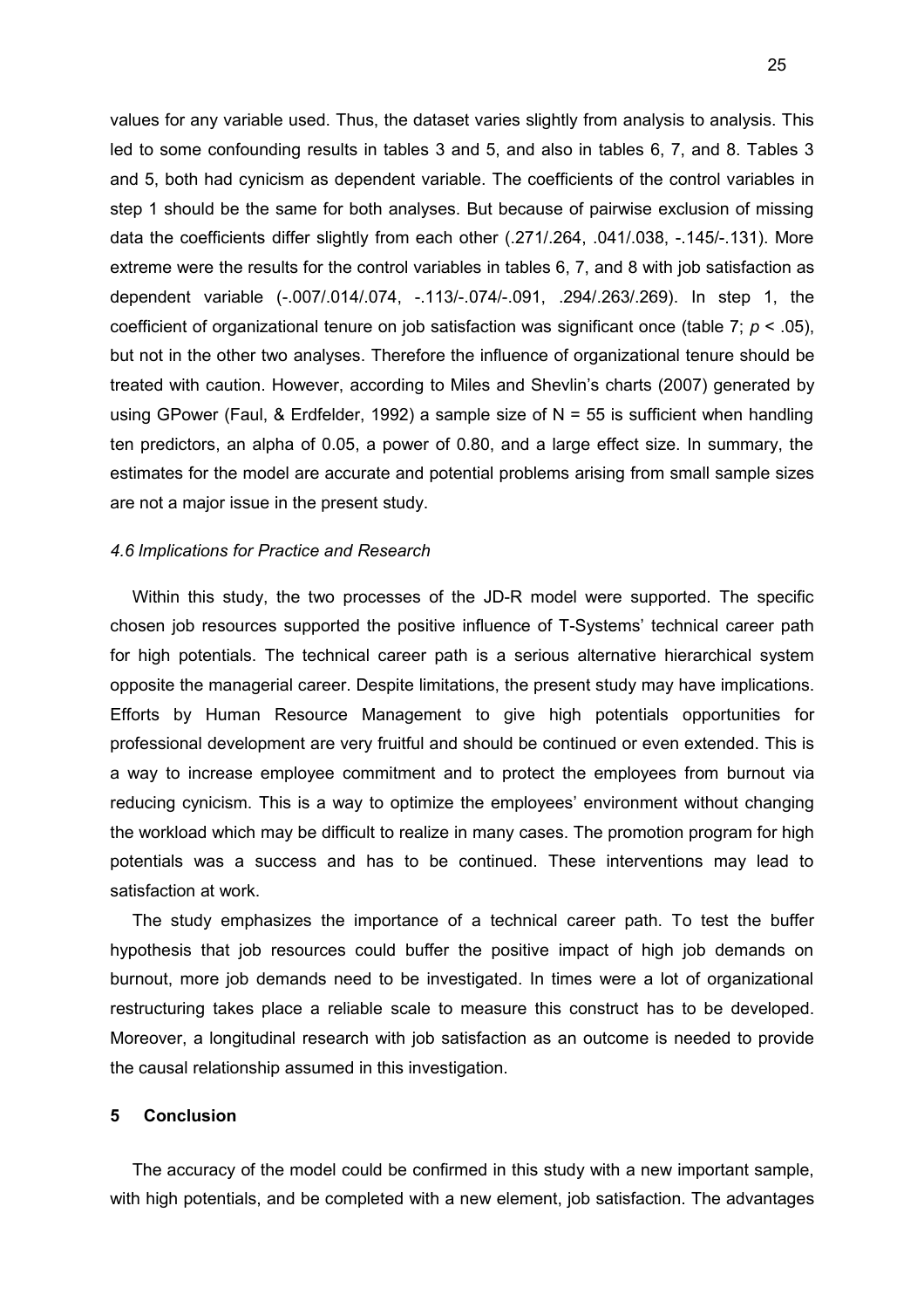values for any variable used. Thus, the dataset varies slightly from analysis to analysis. This led to some confounding results in tables 3 and 5, and also in tables 6, 7, and 8. Tables 3 and 5, both had cynicism as dependent variable. The coefficients of the control variables in step 1 should be the same for both analyses. But because of pairwise exclusion of missing data the coefficients differ slightly from each other (.271/.264, .041/.038, -.145/-.131). More extreme were the results for the control variables in tables 6, 7, and 8 with job satisfaction as dependent variable (-.007/.014/.074, -.113/-.074/-.091, .294/.263/.269). In step 1, the coefficient of organizational tenure on job satisfaction was significant once (table 7; $p < .05$), but not in the other two analyses. Therefore the influence of organizational tenure should be treated with caution. However, according to Miles and Shevlin's charts (2007) generated by using GPower (Faul, & Erdfelder, 1992) a sample size of $N = 55$ is sufficient when handling ten predictors, an alpha of 0.05, a power of 0.80, and a large effect size. In summary, the estimates for the model are accurate and potential problems arising from small sample sizes are not a major issue in the present study.

### *4.6 Implications for Practice and Research*

Within this study, the two processes of the JD-R model were supported. The specific chosen job resources supported the positive influence of T-Systems' technical career path for high potentials. The technical career path is a serious alternative hierarchical system opposite the managerial career. Despite limitations, the present study may have implications. Efforts by Human Resource Management to give high potentials opportunities for professional development are very fruitful and should be continued or even extended. This is a way to increase employee commitment and to protect the employees from burnout via reducing cynicism. This is a way to optimize the employees' environment without changing the workload which may be difficult to realize in many cases. The promotion program for high potentials was a success and has to be continued. These interventions may lead to satisfaction at work.

The study emphasizes the importance of a technical career path. To test the buffer hypothesis that job resources could buffer the positive impact of high job demands on burnout, more job demands need to be investigated. In times were a lot of organizational restructuring takes place a reliable scale to measure this construct has to be developed. Moreover, a longitudinal research with job satisfaction as an outcome is needed to provide the causal relationship assumed in this investigation.

## 5 Conclusion

The accuracy of the model could be confirmed in this study with a new important sample, with high potentials, and be completed with a new element, job satisfaction. The advantages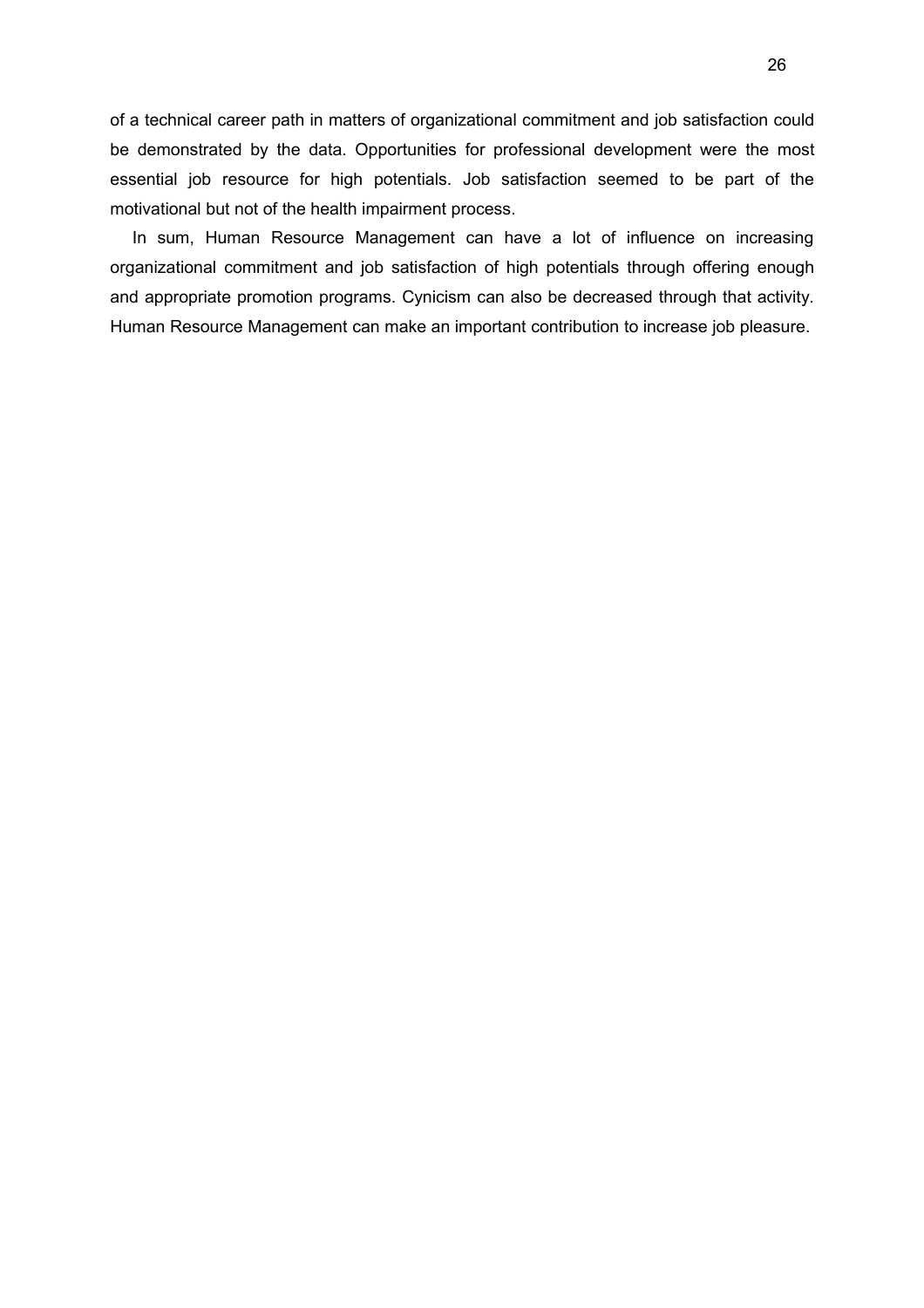of a technical career path in matters of organizational commitment and job satisfaction could be demonstrated by the data. Opportunities for professional development were the most essential job resource for high potentials. Job satisfaction seemed to be part of the motivational but not of the health impairment process.

In sum, Human Resource Management can have a lot of influence on increasing organizational commitment and job satisfaction of high potentials through offering enough and appropriate promotion programs. Cynicism can also be decreased through that activity. Human Resource Management can make an important contribution to increase job pleasure.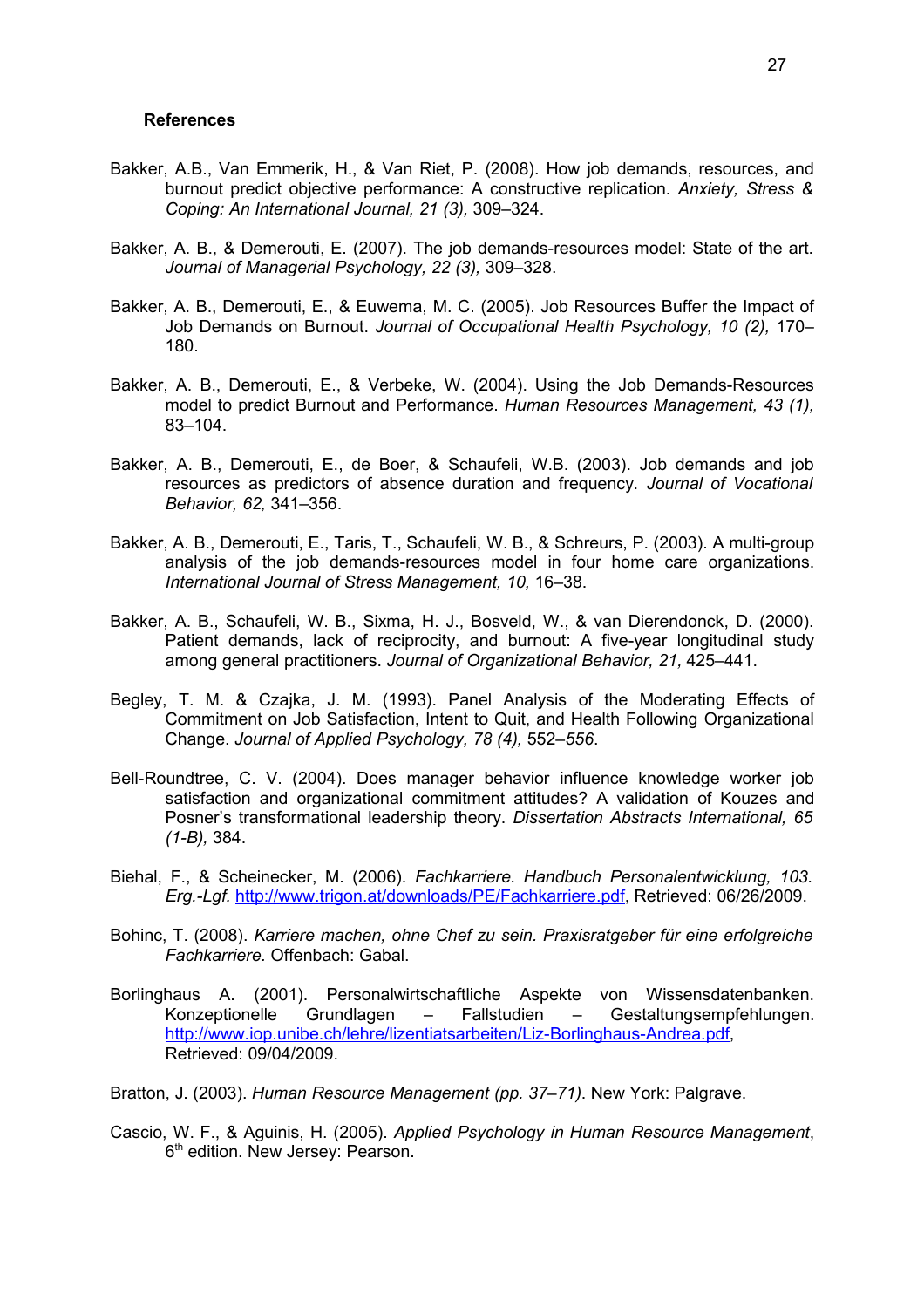**References**

Bakker, A.B., Van Emmerik, H., & Van Riet, P. (2008). How job demands, resources, and burnout predict objective performance: A constructive replication. *Anxiety, Stress & Coping: An International Journal, 21 (3),* 309–324.

Bakker, A. B., & Demerouti, E. (2007). The job demands-resources model: State of the art. *Journal of Managerial Psychology, 22 (3),* 309–328.

Bakker, A. B., Demerouti, E., & Euwema, M. C. (2005). Job Resources Buffer the Impact of Job Demands on Burnout. *Journal of Occupational Health Psychology, 10 (2),* 170–180.

Bakker, A. B., Demerouti, E., & Verbeke, W. (2004). Using the Job Demands-Resources model to predict Burnout and Performance. *Human Resources Management, 43 (1),* 83–104.

Bakker, A. B., Demerouti, E., de Boer, & Schaufeli, W.B. (2003). Job demands and job resources as predictors of absence duration and frequency. *Journal of Vocational Behavior, 62,* 341–356.

Bakker, A. B., Demerouti, E., Taris, T., Schaufeli, W. B., & Schreurs, P. (2003). A multi-group analysis of the job demands-resources model in four home care organizations. *International Journal of Stress Management, 10,* 16–38.

Bakker, A. B., Schaufeli, W. B., Sixma, H. J., Bosveld, W., & van Dierendonck, D. (2000). Patient demands, lack of reciprocity, and burnout: A five-year longitudinal study among general practitioners. *Journal of Organizational Behavior, 21,* 425–441.

Begley, T. M. & Czajka, J. M. (1993). Panel Analysis of the Moderating Effects of Commitment on Job Satisfaction, Intent to Quit, and Health Following Organizational Change. *Journal of Applied Psychology, 78 (4),* 552–*556*.

Bell-Roundtree, C. V. (2004). Does manager behavior influence knowledge worker job satisfaction and organizational commitment attitudes? A validation of Kouzes and Posner's transformational leadership theory. *Dissertation Abstracts International, 65 (1-B),* 384.

Biehal, F., & Scheinecker, M. (2006). *Fachkarriere. Handbuch Personalentwicklung, 103. Erg.-Lgf.* http://www.trigon.at/downloads/PE/Fachkarriere.pdf, Retrieved: 06/26/2009.

Bohinc, T. (2008). *Karriere machen, ohne Chef zu sein. Praxisratgeber für eine erfolgreiche Fachkarriere.* Offenbach: Gabal.

Borlinghaus A. (2001). Personalwirtschaftliche Aspekte von Wissensdatenbanken. Konzeptionelle Grundlagen – Fallstudien – Gestaltungsempfehlungen. http://www.iop.unibe.ch/lehre/lizentiatsarbeiten/Liz-Borlinghaus-Andrea.pdf, Retrieved: 09/04/2009.

Bratton, J. (2003). *Human Resource Management (pp. 37–71)*. New York: Palgrave.

Cascio, W. F., & Aguinis, H. (2005). *Applied Psychology in Human Resource Management*, 6th edition. New Jersey: Pearson.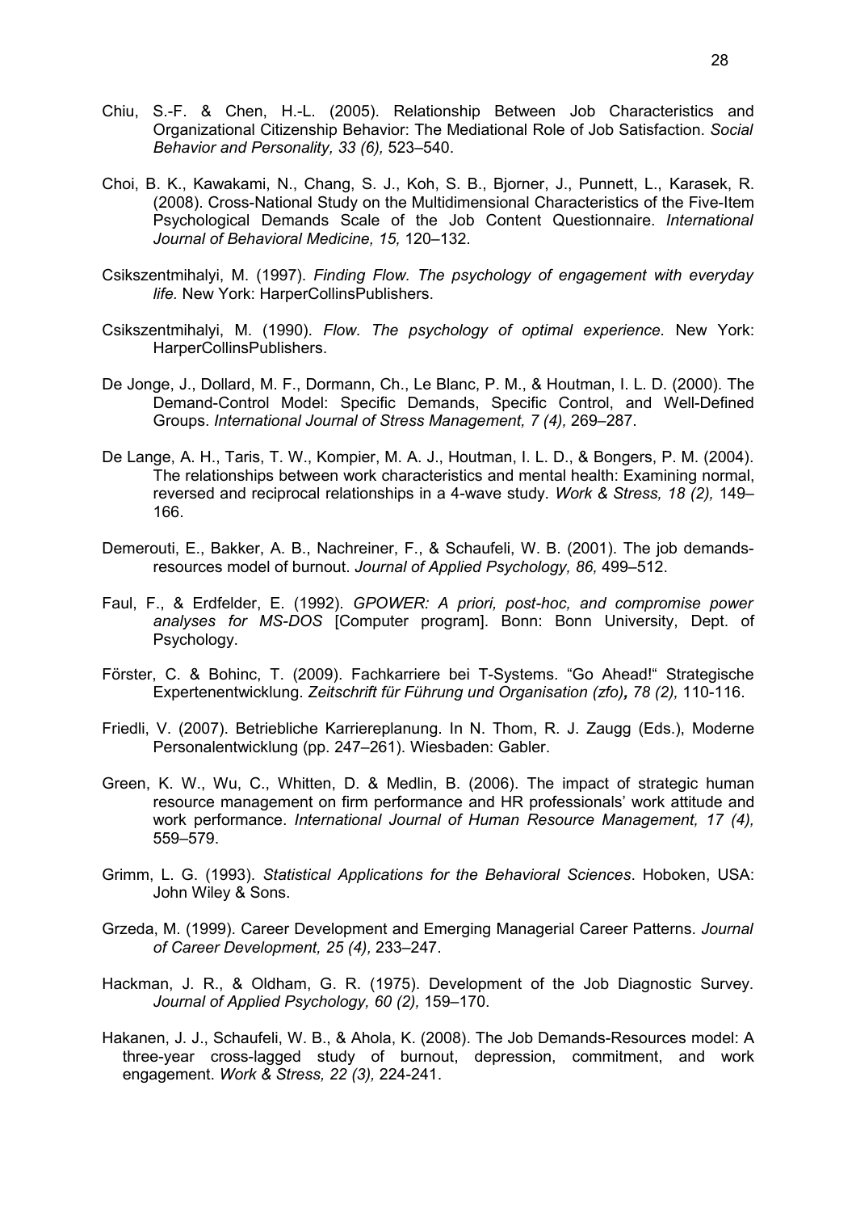Chiu, S.-F. & Chen, H.-L. (2005). Relationship Between Job Characteristics and Organizational Citizenship Behavior: The Mediational Role of Job Satisfaction. *Social Behavior and Personality, 33 (6),* 523–540.

Choi, B. K., Kawakami, N., Chang, S. J., Koh, S. B., Bjorner, J., Punnett, L., Karasek, R. (2008). Cross-National Study on the Multidimensional Characteristics of the Five-Item Psychological Demands Scale of the Job Content Questionnaire. *International Journal of Behavioral Medicine, 15,* 120–132.

Csikszentmihalyi, M. (1997). *Finding Flow. The psychology of engagement with everyday life.* New York: HarperCollinsPublishers.

Csikszentmihalyi, M. (1990). *Flow. The psychology of optimal experience.* New York: HarperCollinsPublishers.

De Jonge, J., Dollard, M. F., Dormann, Ch., Le Blanc, P. M., & Houtman, I. L. D. (2000). The Demand-Control Model: Specific Demands, Specific Control, and Well-Defined Groups. *International Journal of Stress Management, 7 (4),* 269–287.

De Lange, A. H., Taris, T. W., Kompier, M. A. J., Houtman, I. L. D., & Bongers, P. M. (2004). The relationships between work characteristics and mental health: Examining normal, reversed and reciprocal relationships in a 4-wave study. *Work & Stress, 18 (2),* 149–166.

Demerouti, E., Bakker, A. B., Nachreiner, F., & Schaufeli, W. B. (2001). The job demands-resources model of burnout. *Journal of Applied Psychology, 86,* 499–512.

Faul, F., & Erdfelder, E. (1992). *GPOWER: A priori, post-hoc, and compromise power analyses for MS-DOS* [Computer program]. Bonn: Bonn University, Dept. of Psychology.

Förster, C. & Bohinc, T. (2009). Fachkarriere bei T-Systems. "Go Ahead!" Strategische Expertenentwicklung. *Zeitschrift für Führung und Organisation (zfo), 78 (2),* 110-116.

Friedli, V. (2007). Betriebliche Karriereplanung. In N. Thom, R. J. Zaugg (Eds.), Moderne Personalentwicklung (pp. 247–261). Wiesbaden: Gabler.

Green, K. W., Wu, C., Whitten, D. & Medlin, B. (2006). The impact of strategic human resource management on firm performance and HR professionals' work attitude and work performance. *International Journal of Human Resource Management, 17 (4),* 559–579.

Grimm, L. G. (1993). *Statistical Applications for the Behavioral Sciences*. Hoboken, USA: John Wiley & Sons.

Grzeda, M. (1999). Career Development and Emerging Managerial Career Patterns. *Journal of Career Development, 25 (4),* 233–247.

Hackman, J. R., & Oldham, G. R. (1975). Development of the Job Diagnostic Survey. *Journal of Applied Psychology, 60 (2),* 159–170.

Hakanen, J. J., Schaufeli, W. B., & Ahola, K. (2008). The Job Demands-Resources model: A three-year cross-lagged study of burnout, depression, commitment, and work engagement. *Work & Stress, 22 (3),* 224-241.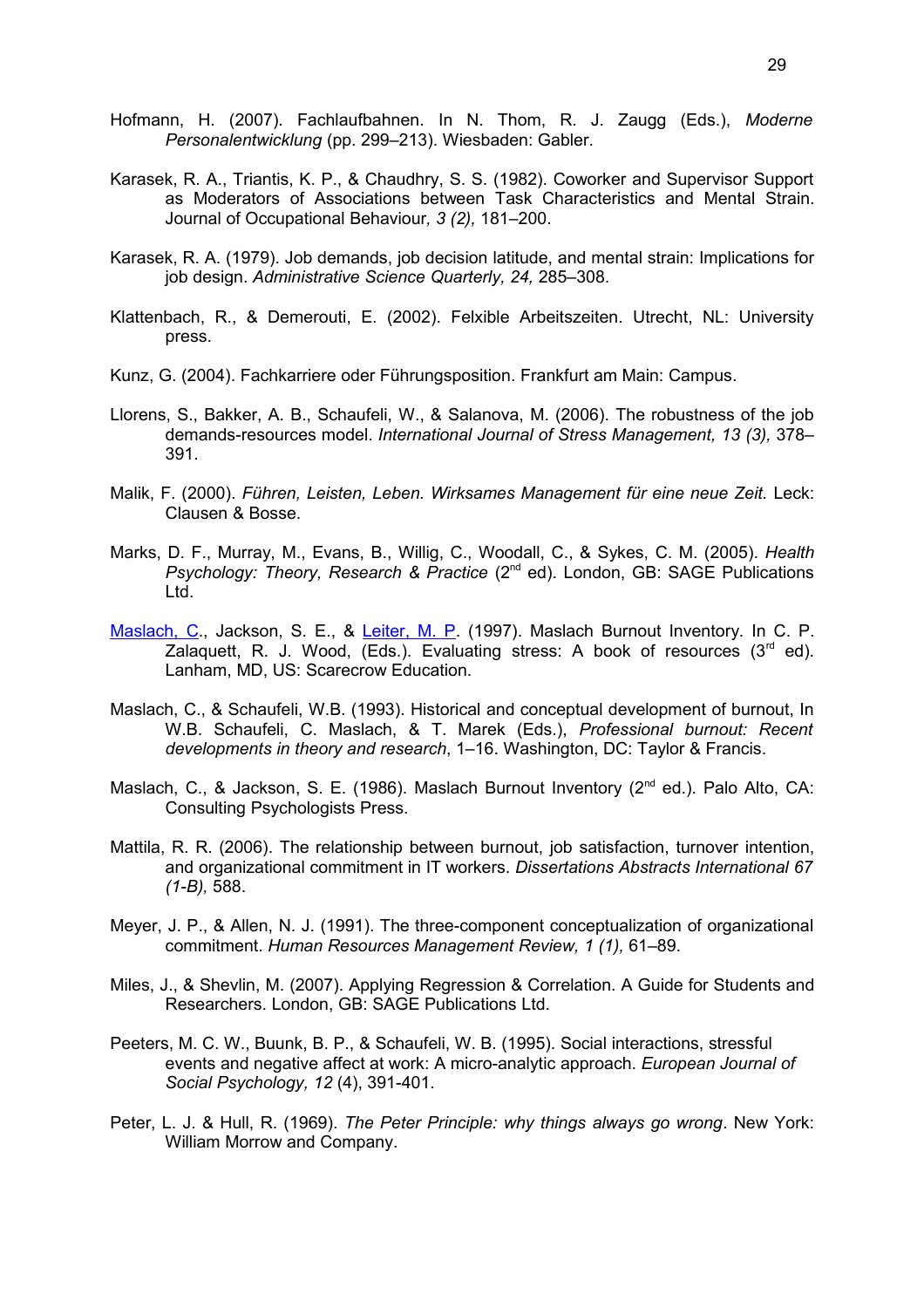Hofmann, H. (2007). Fachlaufbahnen. In N. Thom, R. J. Zaugg (Eds.), *Moderne Personalentwicklung* (pp. 299–213). Wiesbaden: Gabler.

Karasek, R. A., Triantis, K. P., & Chaudhry, S. S. (1982). Coworker and Supervisor Support as Moderators of Associations between Task Characteristics and Mental Strain. Journal of Occupational Behaviour*, 3 (2),* 181–200.

Karasek, R. A. (1979). Job demands, job decision latitude, and mental strain: Implications for job design. *Administrative Science Quarterly, 24,* 285–308.

Klattenbach, R., & Demerouti, E. (2002). Felxible Arbeitszeiten. Utrecht, NL: University press.

Kunz, G. (2004). Fachkarriere oder Führungsposition. Frankfurt am Main: Campus.

Llorens, S., Bakker, A. B., Schaufeli, W., & Salanova, M. (2006). The robustness of the job demands-resources model. *International Journal of Stress Management, 13 (3),* 378–391.

Malik, F. (2000). *Führen, Leisten, Leben. Wirksames Management für eine neue Zeit.* Leck: Clausen & Bosse.

Marks, D. F., Murray, M., Evans, B., Willig, C., Woodall, C., & Sykes, C. M. (2005). *Health Psychology: Theory, Research & Practice* (2nd ed). London, GB: SAGE Publications Ltd.

Maslach, C., Jackson, S. E., & Leiter, M. P. (1997). Maslach Burnout Inventory. In C. P. Zalaquett, R. J. Wood, (Eds.). Evaluating stress: A book of resources (3rd ed). Lanham, MD, US: Scarecrow Education.

Maslach, C., & Schaufeli, W.B. (1993). Historical and conceptual development of burnout, In W.B. Schaufeli, C. Maslach, & T. Marek (Eds.), *Professional burnout: Recent developments in theory and research*, 1–16. Washington, DC: Taylor & Francis.

Maslach, C., & Jackson, S. E. (1986). Maslach Burnout Inventory (2nd ed.). Palo Alto, CA: Consulting Psychologists Press.

Mattila, R. R. (2006). The relationship between burnout, job satisfaction, turnover intention, and organizational commitment in IT workers. *Dissertations Abstracts International 67 (1-B),* 588.

Meyer, J. P., & Allen, N. J. (1991). The three-component conceptualization of organizational commitment. *Human Resources Management Review, 1 (1),* 61–89.

Miles, J., & Shevlin, M. (2007). Applying Regression & Correlation. A Guide for Students and Researchers. London, GB: SAGE Publications Ltd.

Peeters, M. C. W., Buunk, B. P., & Schaufeli, W. B. (1995). Social interactions, stressful events and negative affect at work: A micro-analytic approach. *European Journal of Social Psychology, 12* (4), 391-401.

Peter, L. J. & Hull, R. (1969). *The Peter Principle: why things always go wrong*. New York: William Morrow and Company.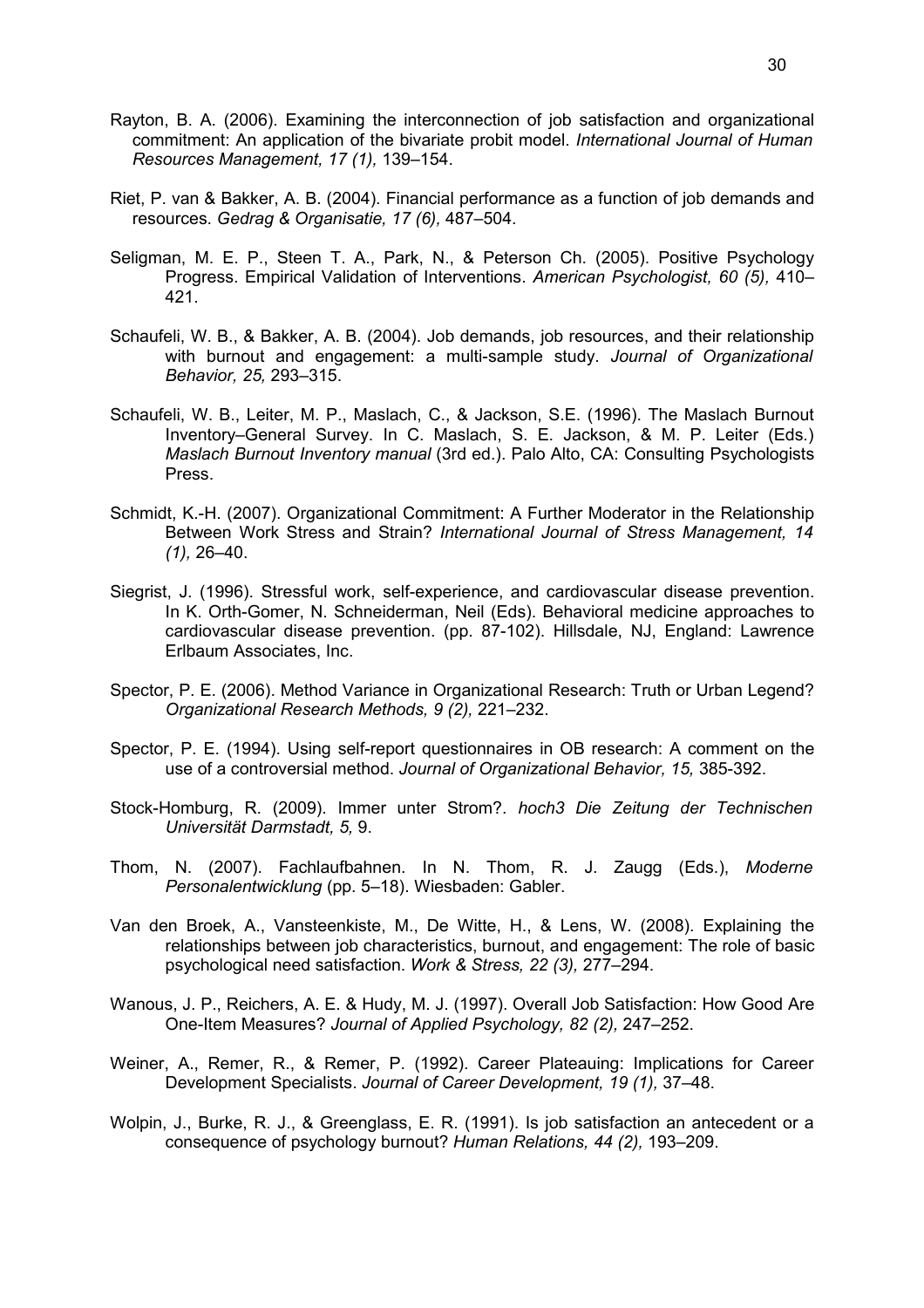Rayton, B. A. (2006). Examining the interconnection of job satisfaction and organizational commitment: An application of the bivariate probit model. *International Journal of Human Resources Management, 17 (1),* 139–154.

Riet, P. van & Bakker, A. B. (2004). Financial performance as a function of job demands and resources. *Gedrag & Organisatie, 17 (6),* 487–504.

Seligman, M. E. P., Steen T. A., Park, N., & Peterson Ch. (2005). Positive Psychology Progress. Empirical Validation of Interventions. *American Psychologist, 60 (5),* 410–421.

Schaufeli, W. B., & Bakker, A. B. (2004). Job demands, job resources, and their relationship with burnout and engagement: a multi-sample study. *Journal of Organizational Behavior, 25,* 293–315.

Schaufeli, W. B., Leiter, M. P., Maslach, C., & Jackson, S.E. (1996). The Maslach Burnout Inventory–General Survey. In C. Maslach, S. E. Jackson, & M. P. Leiter (Eds.) *Maslach Burnout Inventory manual* (3rd ed.). Palo Alto, CA: Consulting Psychologists Press.

Schmidt, K.-H. (2007). Organizational Commitment: A Further Moderator in the Relationship Between Work Stress and Strain? *International Journal of Stress Management, 14 (1),* 26–40.

Siegrist, J. (1996). Stressful work, self-experience, and cardiovascular disease prevention. In K. Orth-Gomer, N. Schneiderman, Neil (Eds). Behavioral medicine approaches to cardiovascular disease prevention. (pp. 87-102). Hillsdale, NJ, England: Lawrence Erlbaum Associates, Inc.

Spector, P. E. (2006). Method Variance in Organizational Research: Truth or Urban Legend? *Organizational Research Methods, 9 (2),* 221–232.

Spector, P. E. (1994). Using self-report questionnaires in OB research: A comment on the use of a controversial method. *Journal of Organizational Behavior, 15,* 385-392.

Stock-Homburg, R. (2009). Immer unter Strom?. *hoch3 Die Zeitung der Technischen Universität Darmstadt, 5,* 9.

Thom, N. (2007). Fachlaufbahnen. In N. Thom, R. J. Zaugg (Eds.), *Moderne Personalentwicklung* (pp. 5–18). Wiesbaden: Gabler.

Van den Broek, A., Vansteenkiste, M., De Witte, H., & Lens, W. (2008). Explaining the relationships between job characteristics, burnout, and engagement: The role of basic psychological need satisfaction. *Work & Stress, 22 (3),* 277–294.

Wanous, J. P., Reichers, A. E. & Hudy, M. J. (1997). Overall Job Satisfaction: How Good Are One-Item Measures? *Journal of Applied Psychology, 82 (2),* 247–252.

Weiner, A., Remer, R., & Remer, P. (1992). Career Plateauing: Implications for Career Development Specialists. *Journal of Career Development, 19 (1),* 37–48.

Wolpin, J., Burke, R. J., & Greenglass, E. R. (1991). Is job satisfaction an antecedent or a consequence of psychology burnout? *Human Relations, 44 (2),* 193–209.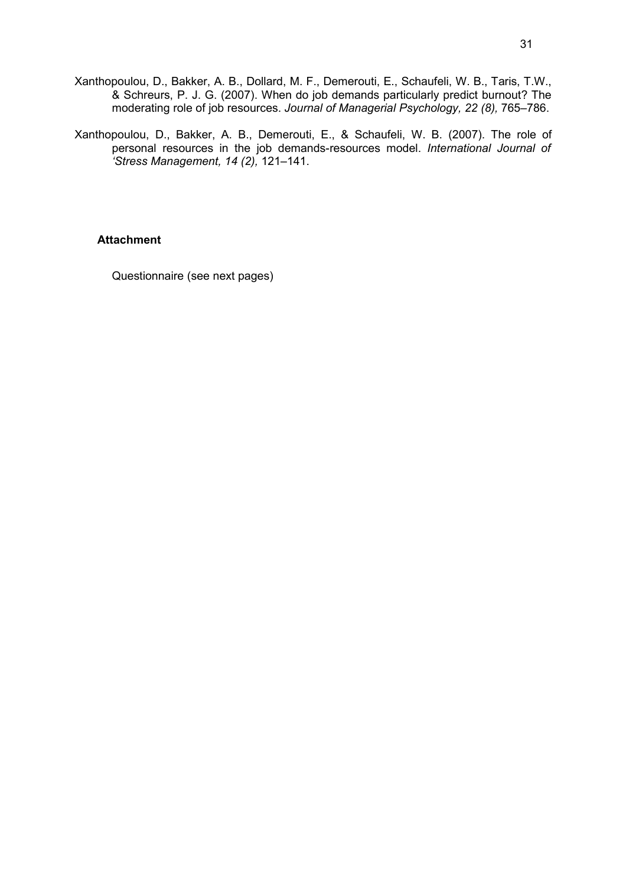Xanthopoulou, D., Bakker, A. B., Dollard, M. F., Demerouti, E., Schaufeli, W. B., Taris, T.W., & Schreurs, P. J. G. (2007). When do job demands particularly predict burnout? The moderating role of job resources. *Journal of Managerial Psychology, 22 (8),* 765–786.

Xanthopoulou, D., Bakker, A. B., Demerouti, E., & Schaufeli, W. B. (2007). The role of personal resources in the job demands-resources model. *International Journal of 'Stress Management, 14 (2),* 121–141.

**Attachment**

Questionnaire (see next pages)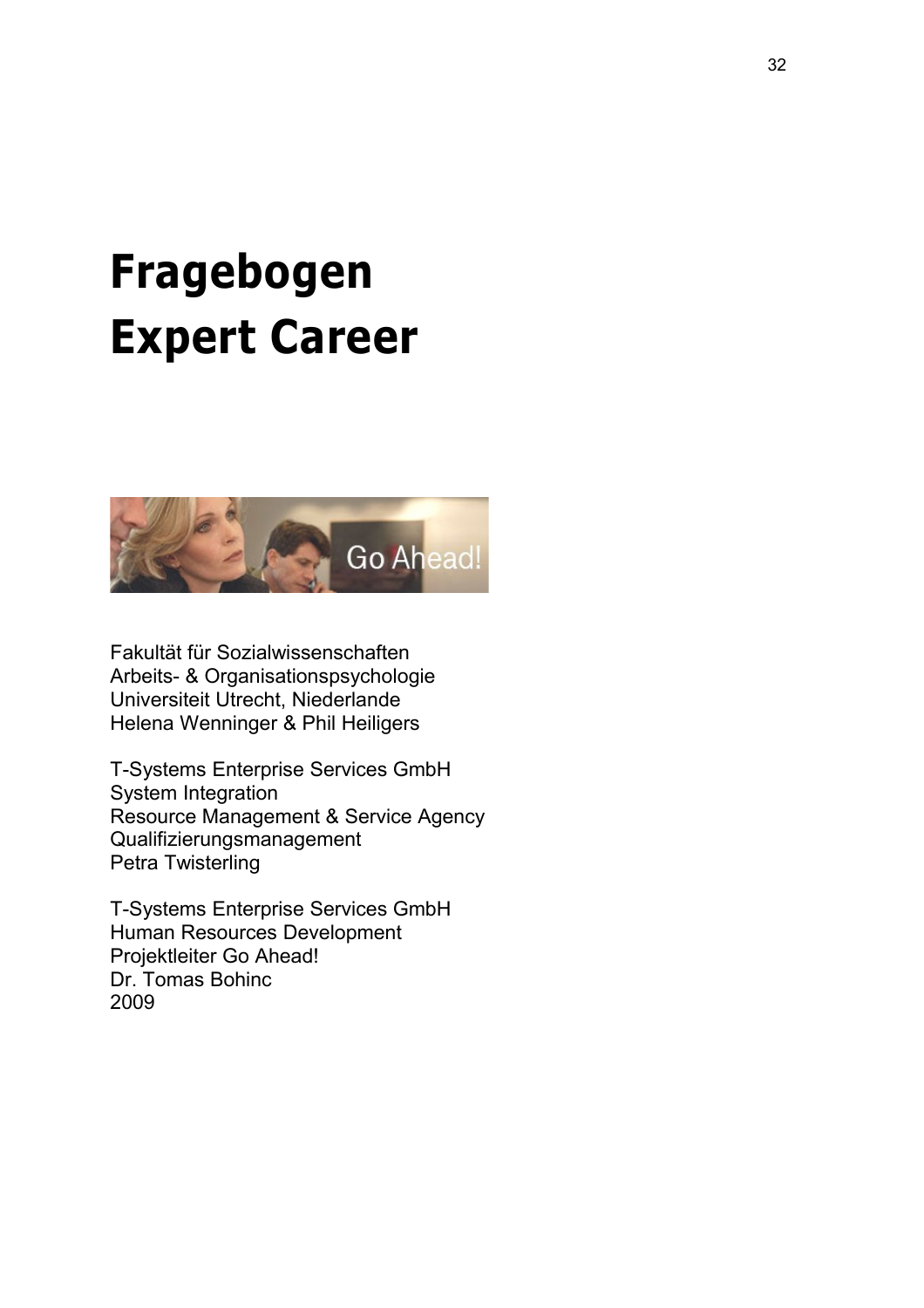# Fragebogen
# Expert Career

Fakultät für Sozialwissenschaften
Arbeits- & Organisationspsychologie
Universiteit Utrecht, Niederlande
Helena Wenninger & Phil Heiligers

T-Systems Enterprise Services GmbH
System Integration
Resource Management & Service Agency
Qualifizierungsmanagement
Petra Twisterling

T-Systems Enterprise Services GmbH
Human Resources Development
Projektleiter Go Ahead!
Dr. Tomas Bohinc
2009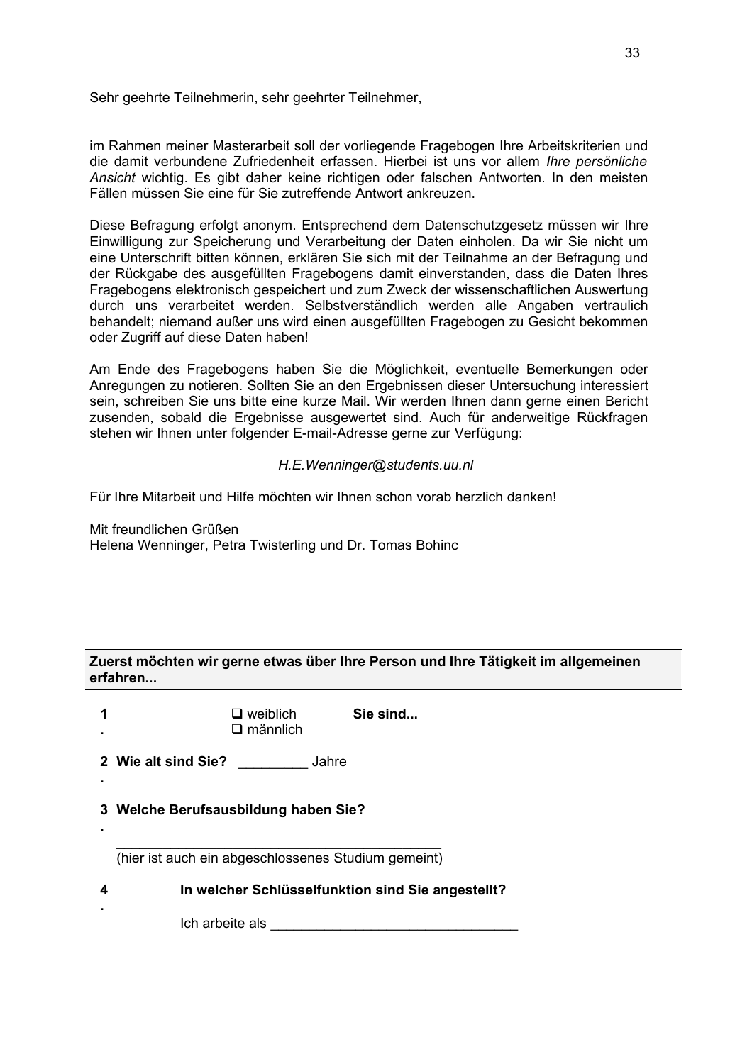Sehr geehrte Teilnehmerin, sehr geehrter Teilnehmer,

im Rahmen meiner Masterarbeit soll der vorliegende Fragebogen Ihre Arbeitskriterien und die damit verbundene Zufriedenheit erfassen. Hierbei ist uns vor allem *Ihre persönliche Ansicht* wichtig. Es gibt daher keine richtigen oder falschen Antworten. In den meisten Fällen müssen Sie eine für Sie zutreffende Antwort ankreuzen.

Diese Befragung erfolgt anonym. Entsprechend dem Datenschutzgesetz müssen wir Ihre Einwilligung zur Speicherung und Verarbeitung der Daten einholen. Da wir Sie nicht um eine Unterschrift bitten können, erklären Sie sich mit der Teilnahme an der Befragung und der Rückgabe des ausgefüllten Fragebogens damit einverstanden, dass die Daten Ihres Fragebogens elektronisch gespeichert und zum Zweck der wissenschaftlichen Auswertung durch uns verarbeitet werden. Selbstverständlich werden alle Angaben vertraulich behandelt; niemand außer uns wird einen ausgefüllten Fragebogen zu Gesicht bekommen oder Zugriff auf diese Daten haben!

Am Ende des Fragebogens haben Sie die Möglichkeit, eventuelle Bemerkungen oder Anregungen zu notieren. Sollten Sie an den Ergebnissen dieser Untersuchung interessiert sein, schreiben Sie uns bitte eine kurze Mail. Wir werden Ihnen dann gerne einen Bericht zusenden, sobald die Ergebnisse ausgewertet sind. Auch für anderweitige Rückfragen stehen wir Ihnen unter folgender E-mail-Adresse gerne zur Verfügung:

*H.E.Wenninger@students.uu.nl*

Für Ihre Mitarbeit und Hilfe möchten wir Ihnen schon vorab herzlich danken!

Mit freundlichen Grüßen
Helena Wenninger, Petra Twisterling und Dr. Tomas Bohinc

**Zuerst möchten wir gerne etwas über Ihre Person und Ihre Tätigkeit im allgemeinen erfahren...**

1. **Sie sind...**
   - ☐ weiblich
   - ☐ männlich

2. **Wie alt sind Sie?** _________ Jahre

3. **Welche Berufsausbildung haben Sie?**

   ____________________________________________
   (hier ist auch ein abgeschlossenes Studium gemeint)

4. **In welcher Schlüsselfunktion sind Sie angestellt?**

   Ich arbeite als ________________________________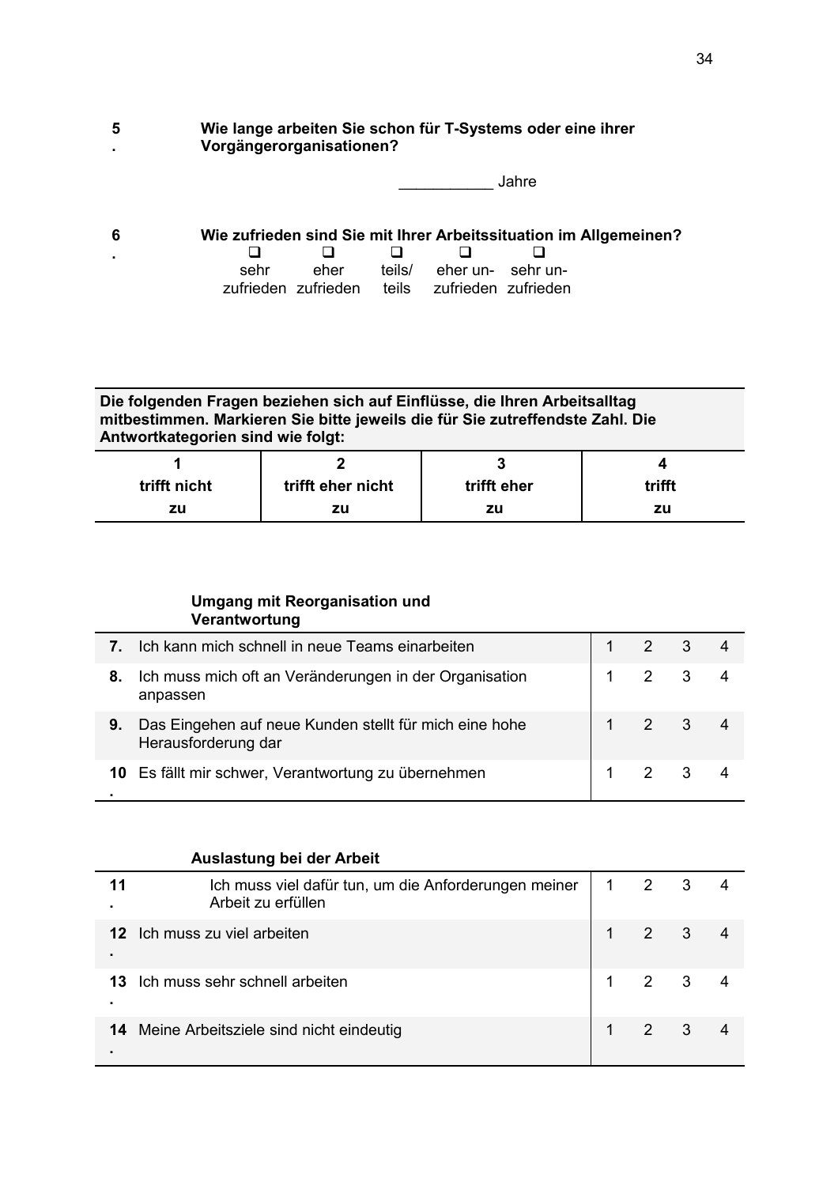5. **Wie lange arbeiten Sie schon für T-Systems oder eine ihrer Vorgängerorganisationen?**

___________ Jahre

6. **Wie zufrieden sind Sie mit Ihrer Arbeitssituation im Allgemeinen?**

| ❑ | ❑ | ❑ | ❑ | ❑ |
|---|---|---|---|---|
| sehr zufrieden | eher zufrieden | teils/ teils | eher un-zufrieden | sehr un-zufrieden |

**Die folgenden Fragen beziehen sich auf Einflüsse, die Ihren Arbeitsalltag mitbestimmen. Markieren Sie bitte jeweils die für Sie zutreffendste Zahl. Die Antwortkategorien sind wie folgt:**

| 1 | 2 | 3 | 4 |
|---|---|---|---|
| **trifft nicht zu** | **trifft eher nicht zu** | **trifft eher zu** | **trifft zu** |

**Umgang mit Reorganisation und Verantwortung**

| | | | | | |
|---|---|---|---|---|---|
| **7.** | Ich kann mich schnell in neue Teams einarbeiten | 1 | 2 | 3 | 4 |
| **8.** | Ich muss mich oft an Veränderungen in der Organisation anpassen | 1 | 2 | 3 | 4 |
| **9.** | Das Eingehen auf neue Kunden stellt für mich eine hohe Herausforderung dar | 1 | 2 | 3 | 4 |
| **10.** | Es fällt mir schwer, Verantwortung zu übernehmen | 1 | 2 | 3 | 4 |

**Auslastung bei der Arbeit**

| | | | | | |
|---|---|---|---|---|---|
| **11.** | Ich muss viel dafür tun, um die Anforderungen meiner Arbeit zu erfüllen | 1 | 2 | 3 | 4 |
| **12.** | Ich muss zu viel arbeiten | 1 | 2 | 3 | 4 |
| **13.** | Ich muss sehr schnell arbeiten | 1 | 2 | 3 | 4 |
| **14.** | Meine Arbeitsziele sind nicht eindeutig | 1 | 2 | 3 | 4 |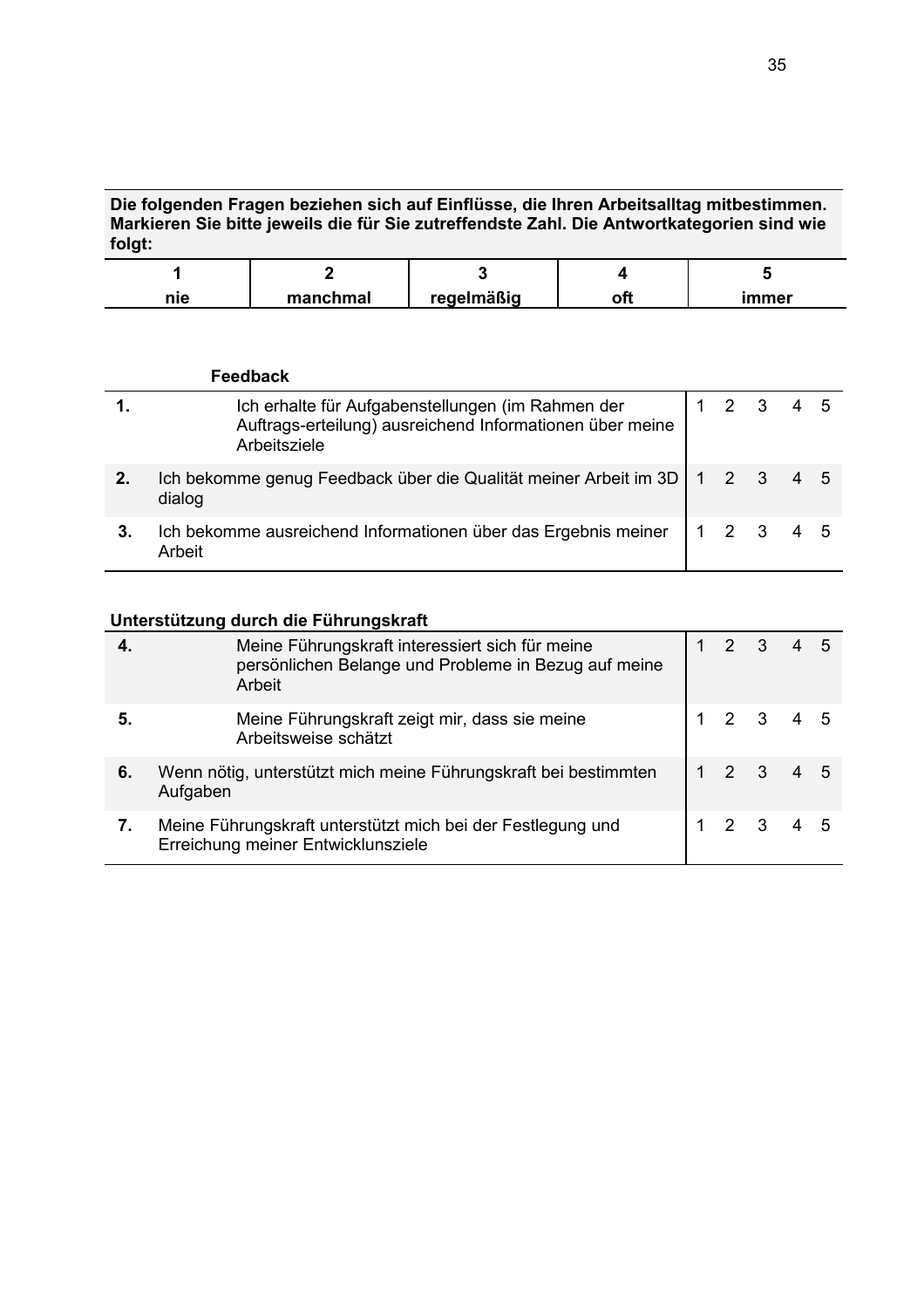**Die folgenden Fragen beziehen sich auf Einflüsse, die Ihren Arbeitsalltag mitbestimmen. Markieren Sie bitte jeweils die für Sie zutreffendste Zahl. Die Antwortkategorien sind wie folgt:**

| 1 | 2 | 3 | 4 | 5 |
|---|---|---|---|---|
| nie | manchmal | regelmäßig | oft | immer |

**Feedback**

| | | | | | | |
|---|---|---|---|---|---|---|
| **1.** | Ich erhalte für Aufgabenstellungen (im Rahmen der Auftrags-erteilung) ausreichend Informationen über meine Arbeitsziele | 1 | 2 | 3 | 4 | 5 |
| **2.** | Ich bekomme genug Feedback über die Qualität meiner Arbeit im 3D dialog | 1 | 2 | 3 | 4 | 5 |
| **3.** | Ich bekomme ausreichend Informationen über das Ergebnis meiner Arbeit | 1 | 2 | 3 | 4 | 5 |

**Unterstützung durch die Führungskraft**

| | | | | | | |
|---|---|---|---|---|---|---|
| **4.** | Meine Führungskraft interessiert sich für meine persönlichen Belange und Probleme in Bezug auf meine Arbeit | 1 | 2 | 3 | 4 | 5 |
| **5.** | Meine Führungskraft zeigt mir, dass sie meine Arbeitsweise schätzt | 1 | 2 | 3 | 4 | 5 |
| **6.** | Wenn nötig, unterstützt mich meine Führungskraft bei bestimmten Aufgaben | 1 | 2 | 3 | 4 | 5 |
| **7.** | Meine Führungskraft unterstützt mich bei der Festlegung und Erreichung meiner Entwicklunsziele | 1 | 2 | 3 | 4 | 5 |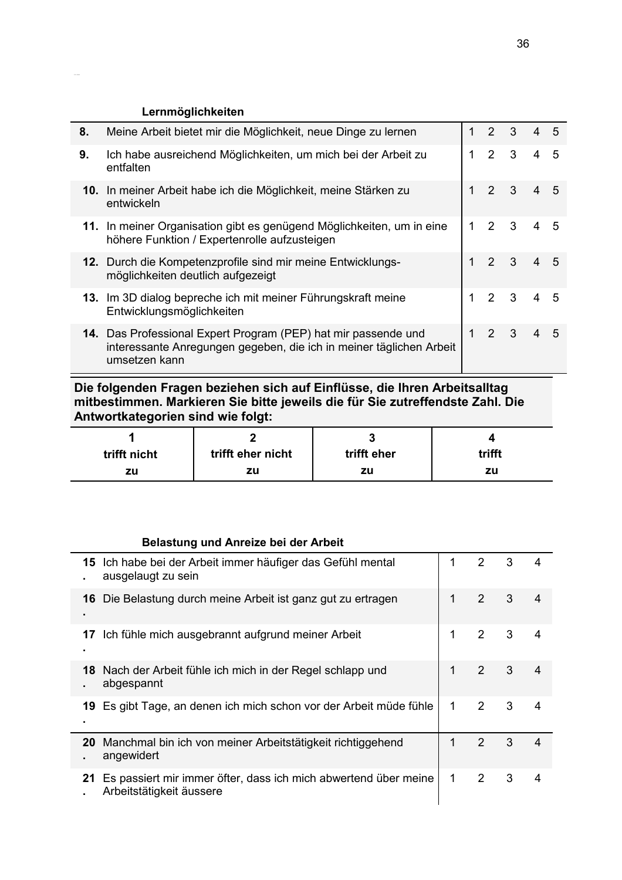**Lernmöglichkeiten**

| | | | | | | |
|---|---|---|---|---|---|---|
| **8.** | Meine Arbeit bietet mir die Möglichkeit, neue Dinge zu lernen | 1 | 2 | 3 | 4 | 5 |
| **9.** | Ich habe ausreichend Möglichkeiten, um mich bei der Arbeit zu entfalten | 1 | 2 | 3 | 4 | 5 |
| **10.** | In meiner Arbeit habe ich die Möglichkeit, meine Stärken zu entwickeln | 1 | 2 | 3 | 4 | 5 |
| **11.** | In meiner Organisation gibt es genügend Möglichkeiten, um in eine höhere Funktion / Expertenrolle aufzusteigen | 1 | 2 | 3 | 4 | 5 |
| **12.** | Durch die Kompetenzprofile sind mir meine Entwicklungs-möglichkeiten deutlich aufgezeigt | 1 | 2 | 3 | 4 | 5 |
| **13.** | Im 3D dialog bepreche ich mit meiner Führungskraft meine Entwicklungsmöglichkeiten | 1 | 2 | 3 | 4 | 5 |
| **14.** | Das Professional Expert Program (PEP) hat mir passende und interessante Anregungen gegeben, die ich in meiner täglichen Arbeit umsetzen kann | 1 | 2 | 3 | 4 | 5 |

**Die folgenden Fragen beziehen sich auf Einflüsse, die Ihren Arbeitsalltag mitbestimmen. Markieren Sie bitte jeweils die für Sie zutreffendste Zahl. Die Antwortkategorien sind wie folgt:**

| **1** | **2** | **3** | **4** |
|---|---|---|---|
| **trifft nicht zu** | **trifft eher nicht zu** | **trifft eher zu** | **trifft zu** |

**Belastung und Anreize bei der Arbeit**

| | | | | | |
|---|---|---|---|---|---|
| **15.** | Ich habe bei der Arbeit immer häufiger das Gefühl mental ausgelaugt zu sein | 1 | 2 | 3 | 4 |
| **16.** | Die Belastung durch meine Arbeit ist ganz gut zu ertragen | 1 | 2 | 3 | 4 |
| **17.** | Ich fühle mich ausgebrannt aufgrund meiner Arbeit | 1 | 2 | 3 | 4 |
| **18.** | Nach der Arbeit fühle ich mich in der Regel schlapp und abgespannt | 1 | 2 | 3 | 4 |
| **19.** | Es gibt Tage, an denen ich mich schon vor der Arbeit müde fühle | 1 | 2 | 3 | 4 |
| **20.** | Manchmal bin ich von meiner Arbeitstätigkeit richtiggehend angewidert | 1 | 2 | 3 | 4 |
| **21.** | Es passiert mir immer öfter, dass ich mich abwertend über meine Arbeitstätigkeit äussere | 1 | 2 | 3 | 4 |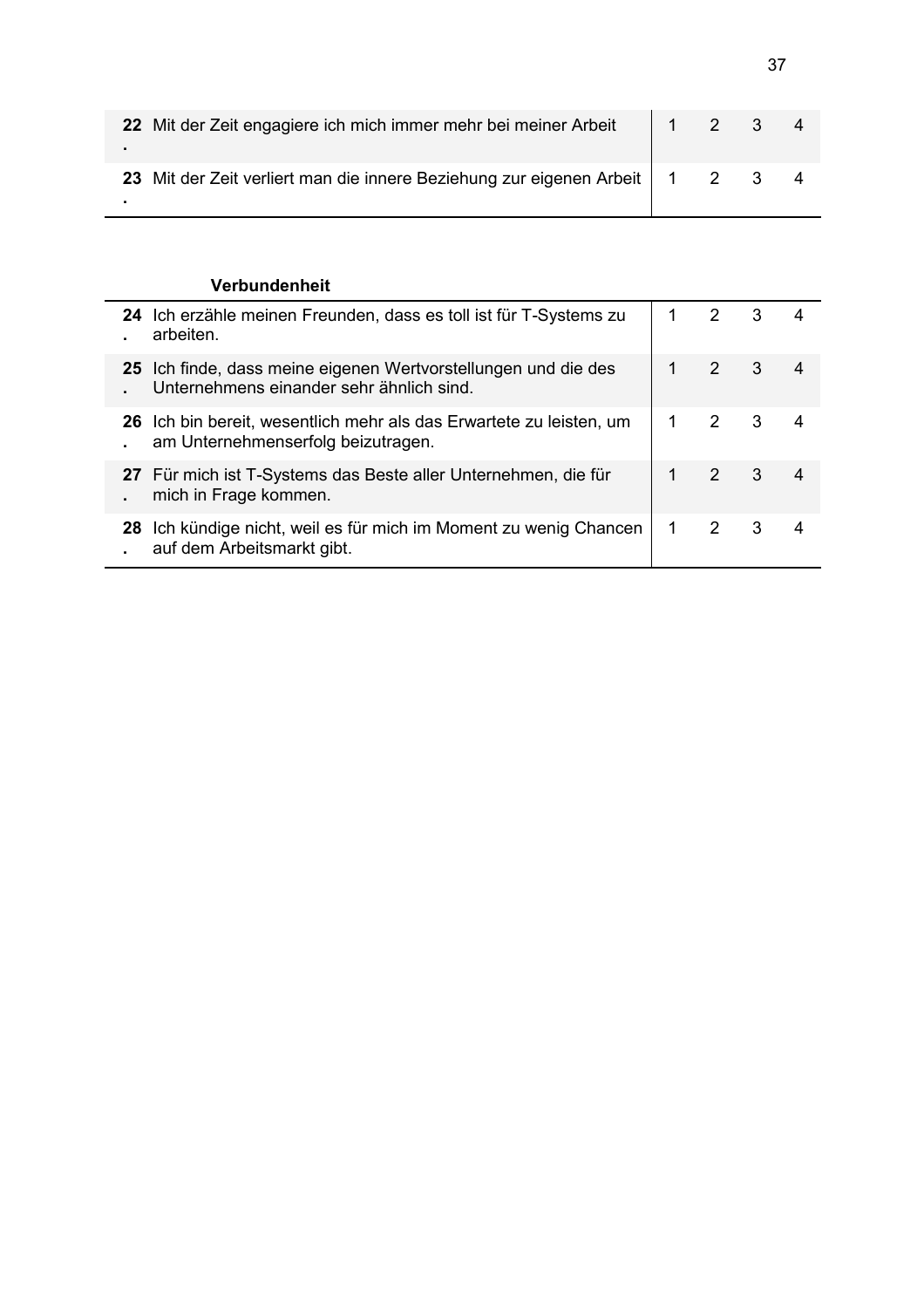| | | | | | |
|---|---|---|---|---|---|
| **22.** | Mit der Zeit engagiere ich mich immer mehr bei meiner Arbeit | 1 | 2 | 3 | 4 |
| **23.** | Mit der Zeit verliert man die innere Beziehung zur eigenen Arbeit | 1 | 2 | 3 | 4 |

| | **Verbundenheit** | | | | |
|---|---|---|---|---|---|
| **24.** | Ich erzähle meinen Freunden, dass es toll ist für T-Systems zu arbeiten. | 1 | 2 | 3 | 4 |
| **25.** | Ich finde, dass meine eigenen Wertvorstellungen und die des Unternehmens einander sehr ähnlich sind. | 1 | 2 | 3 | 4 |
| **26.** | Ich bin bereit, wesentlich mehr als das Erwartete zu leisten, um am Unternehmenserfolg beizutragen. | 1 | 2 | 3 | 4 |
| **27.** | Für mich ist T-Systems das Beste aller Unternehmen, die für mich in Frage kommen. | 1 | 2 | 3 | 4 |
| **28.** | Ich kündige nicht, weil es für mich im Moment zu wenig Chancen auf dem Arbeitsmarkt gibt. | 1 | 2 | 3 | 4 |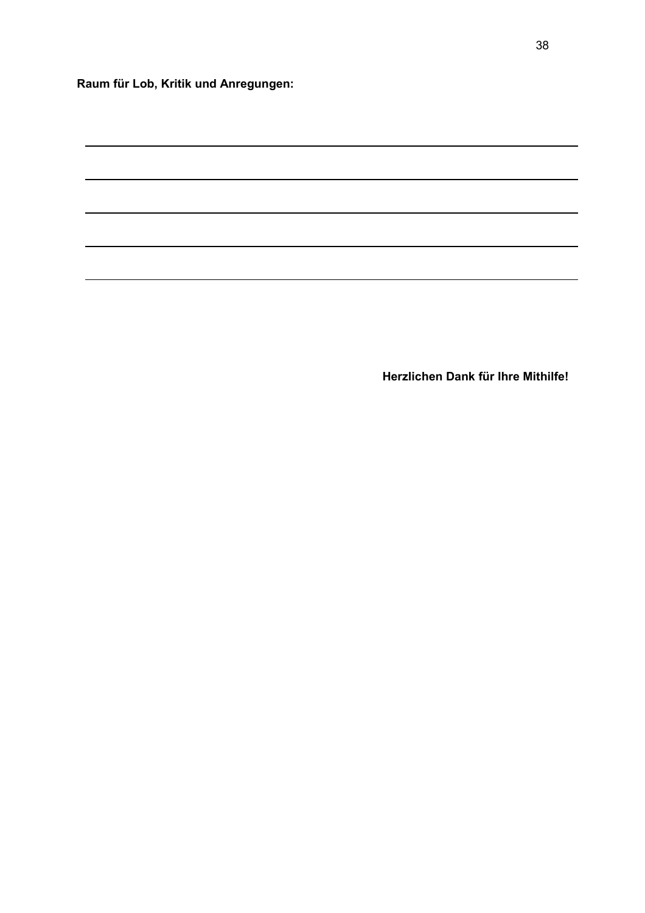**Raum für Lob, Kritik und Anregungen:**

---

---

---

---

---

**Herzlichen Dank für Ihre Mithilfe!**